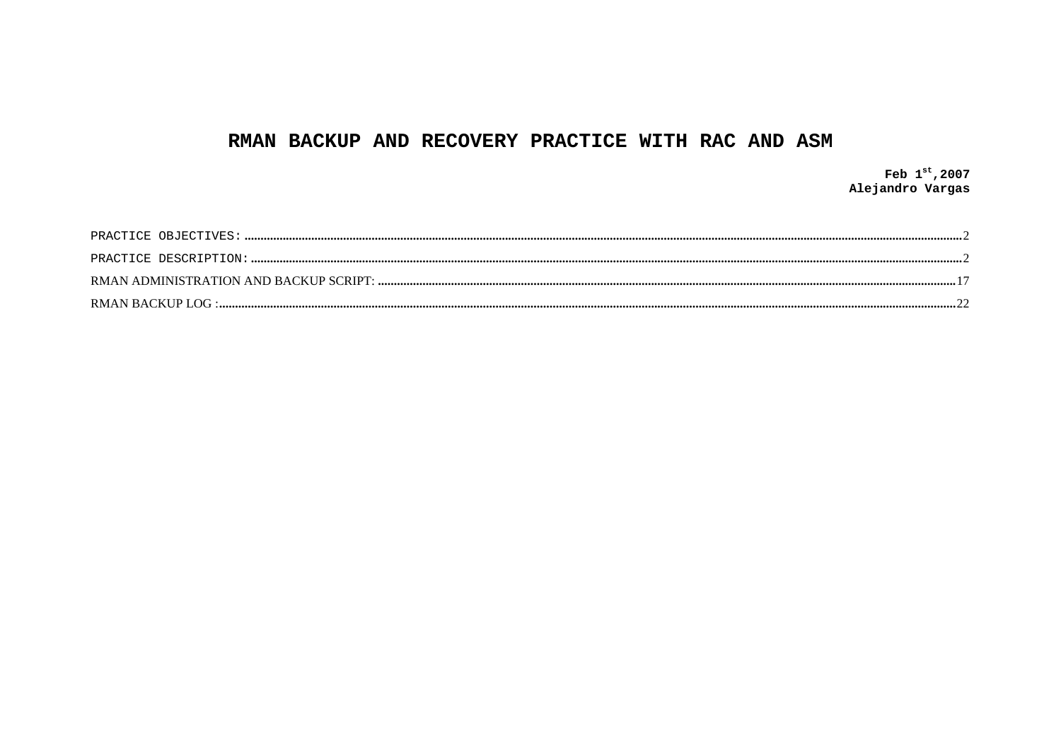# RMAN BACKUP AND RECOVERY PRACTICE WITH RAC AND ASM

**Feb 1st, 2007**
**Alejandro Vargas**

PRACTICE OBJECTIVES: .......... 2

PRACTICE DESCRIPTION: .......... 2

RMAN ADMINISTRATION AND BACKUP SCRIPT: .......... 17

RMAN BACKUP LOG : .......... 22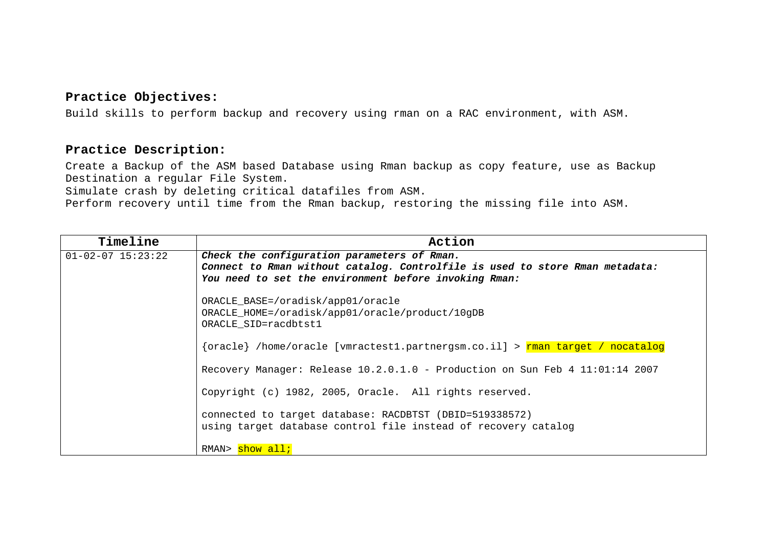**Practice Objectives:**

Build skills to perform backup and recovery using rman on a RAC environment, with ASM.

**Practice Description:**

Create a Backup of the ASM based Database using Rman backup as copy feature, use as Backup Destination a regular File System.
Simulate crash by deleting critical datafiles from ASM.
Perform recovery until time from the Rman backup, restoring the missing file into ASM.

| Timeline | Action |
| --- | --- |
| 01-02-07 15:23:22 | ***Check the configuration parameters of Rman.*** <br> ***Connect to Rman without catalog. Controlfile is used to store Rman metadata:*** <br> ***You need to set the environment before invoking Rman:*** <br><br> ORACLE_BASE=/oradisk/app01/oracle <br> ORACLE_HOME=/oradisk/app01/oracle/product/10gDB <br> ORACLE_SID=racdbtst1 <br><br> {oracle} /home/oracle [vmractest1.partnergsm.co.il] > rman target / nocatalog <br><br> Recovery Manager: Release 10.2.0.1.0 - Production on Sun Feb 4 11:01:14 2007 <br><br> Copyright (c) 1982, 2005, Oracle.  All rights reserved. <br><br> connected to target database: RACDBTST (DBID=519338572) <br> using target database control file instead of recovery catalog <br><br> RMAN> show all; |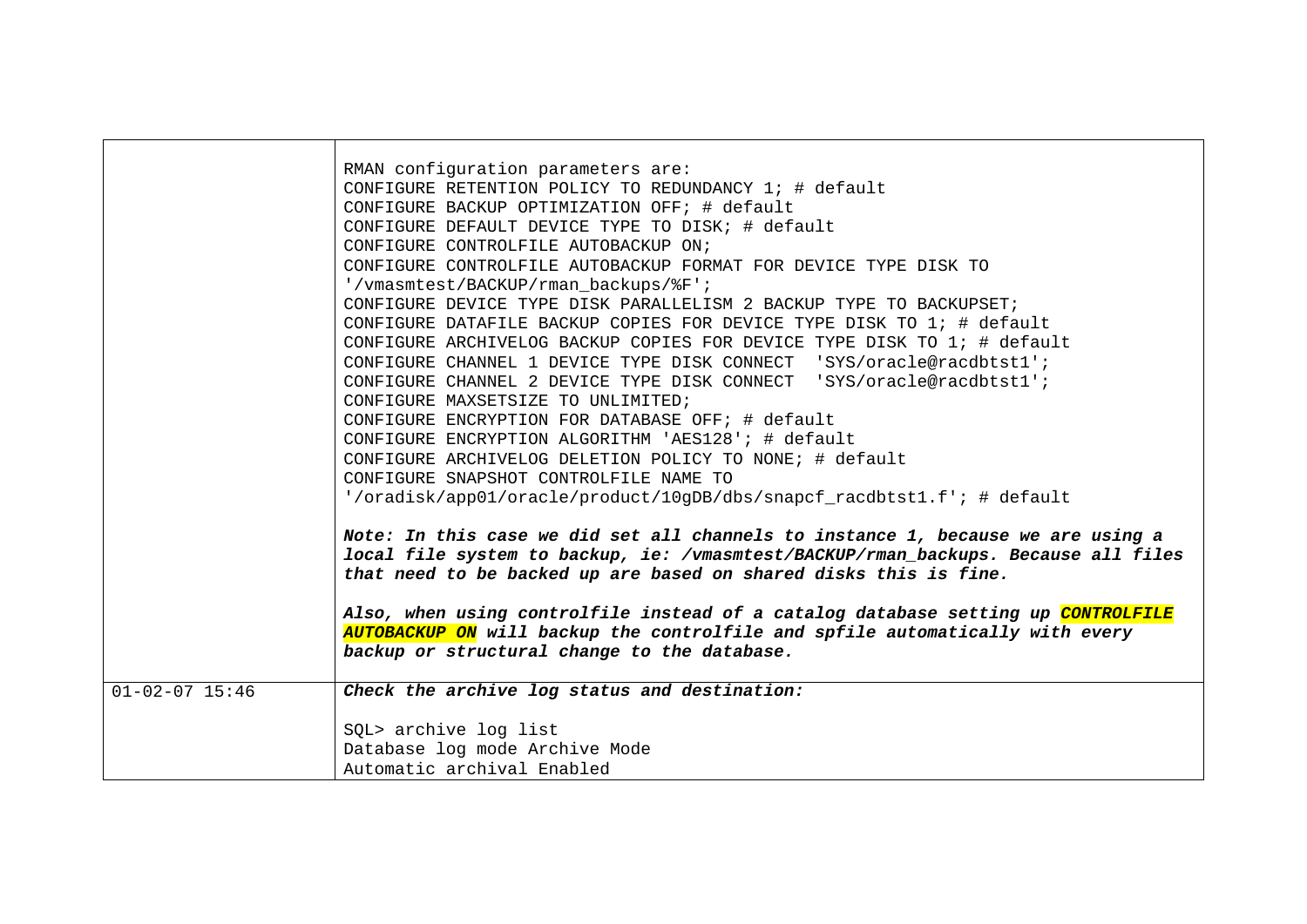| | |
|---|---|
| | RMAN configuration parameters are:<br>CONFIGURE RETENTION POLICY TO REDUNDANCY 1; # default<br>CONFIGURE BACKUP OPTIMIZATION OFF; # default<br>CONFIGURE DEFAULT DEVICE TYPE TO DISK; # default<br>CONFIGURE CONTROLFILE AUTOBACKUP ON;<br>CONFIGURE CONTROLFILE AUTOBACKUP FORMAT FOR DEVICE TYPE DISK TO '/vmasmtest/BACKUP/rman_backups/%F';<br>CONFIGURE DEVICE TYPE DISK PARALLELISM 2 BACKUP TYPE TO BACKUPSET;<br>CONFIGURE DATAFILE BACKUP COPIES FOR DEVICE TYPE DISK TO 1; # default<br>CONFIGURE ARCHIVELOG BACKUP COPIES FOR DEVICE TYPE DISK TO 1; # default<br>CONFIGURE CHANNEL 1 DEVICE TYPE DISK CONNECT 'SYS/oracle@racdbtst1';<br>CONFIGURE CHANNEL 2 DEVICE TYPE DISK CONNECT 'SYS/oracle@racdbtst1';<br>CONFIGURE MAXSETSIZE TO UNLIMITED;<br>CONFIGURE ENCRYPTION FOR DATABASE OFF; # default<br>CONFIGURE ENCRYPTION ALGORITHM 'AES128'; # default<br>CONFIGURE ARCHIVELOG DELETION POLICY TO NONE; # default<br>CONFIGURE SNAPSHOT CONTROLFILE NAME TO '/oradisk/app01/oracle/product/10gDB/dbs/snapcf_racdbtst1.f'; # default<br><br>***Note: In this case we did set all channels to instance 1, because we are using a local file system to backup, ie: /vmasmtest/BACKUP/rman_backups. Because all files that need to be backed up are based on shared disks this is fine.***<br><br>***Also, when using controlfile instead of a catalog database setting up CONTROLFILE AUTOBACKUP ON will backup the controlfile and spfile automatically with every backup or structural change to the database.*** |
| 01-02-07 15:46 | ***Check the archive log status and destination:***<br><br>SQL> archive log list<br>Database log mode Archive Mode<br>Automatic archival Enabled |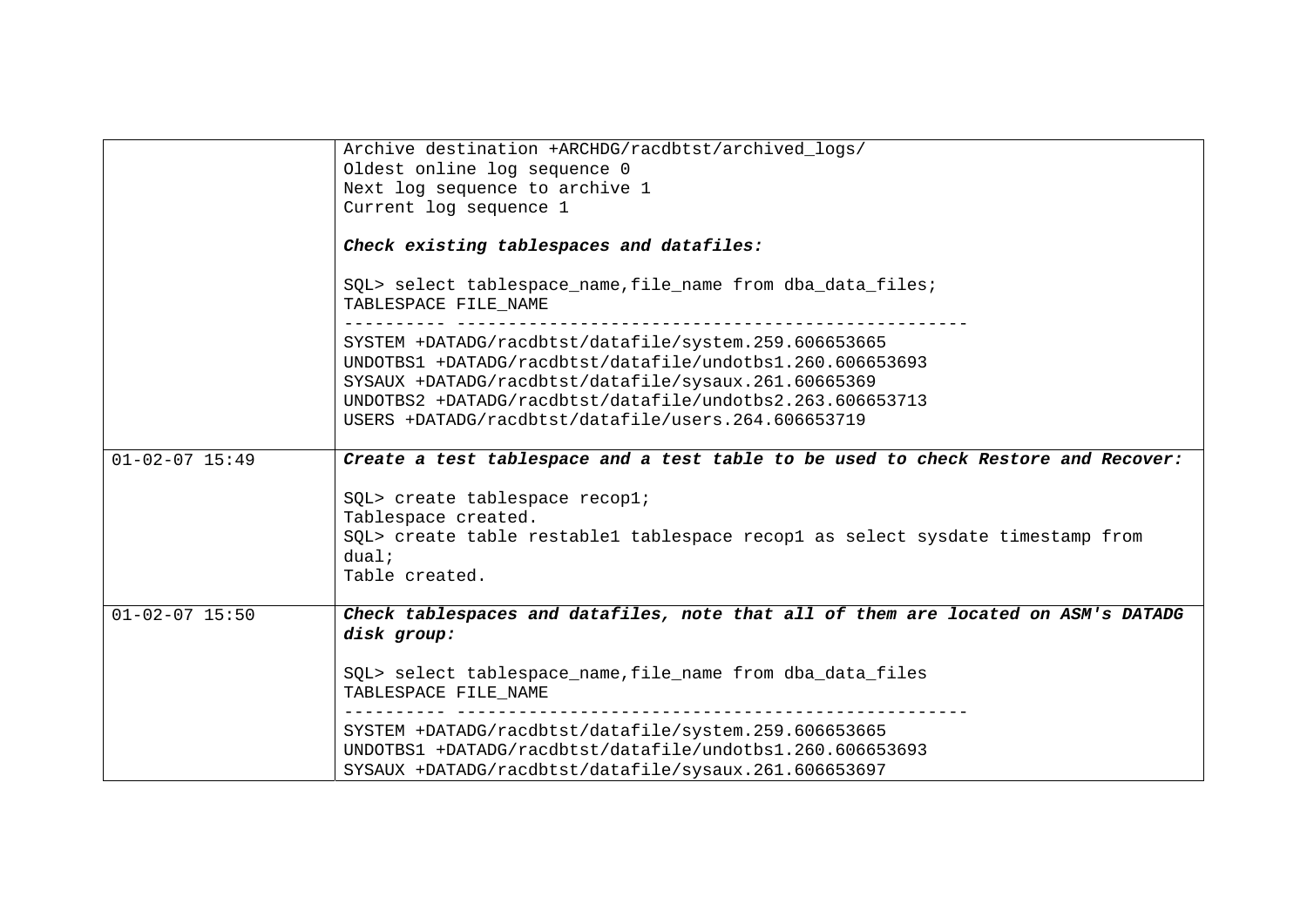| | |
|---|---|
| | Archive destination +ARCHDG/racdbtst/archived_logs/<br>Oldest online log sequence 0<br>Next log sequence to archive 1<br>Current log sequence 1<br><br>***Check existing tablespaces and datafiles:***<br><br>SQL> select tablespace_name,file_name from dba_data_files;<br>TABLESPACE FILE_NAME<br>---------- ----------------------------------------------------<br>SYSTEM +DATADG/racdbtst/datafile/system.259.606653665<br>UNDOTBS1 +DATADG/racdbtst/datafile/undotbs1.260.606653693<br>SYSAUX +DATADG/racdbtst/datafile/sysaux.261.60665369<br>UNDOTBS2 +DATADG/racdbtst/datafile/undotbs2.263.606653713<br>USERS +DATADG/racdbtst/datafile/users.264.606653719 |
| 01-02-07 15:49 | ***Create a test tablespace and a test table to be used to check Restore and Recover:***<br><br>SQL> create tablespace recop1;<br>Tablespace created.<br>SQL> create table restable1 tablespace recop1 as select sysdate timestamp from dual;<br>Table created. |
| 01-02-07 15:50 | ***Check tablespaces and datafiles, note that all of them are located on ASM's DATADG disk group:***<br><br>SQL> select tablespace_name,file_name from dba_data_files<br>TABLESPACE FILE_NAME<br>---------- ----------------------------------------------------<br>SYSTEM +DATADG/racdbtst/datafile/system.259.606653665<br>UNDOTBS1 +DATADG/racdbtst/datafile/undotbs1.260.606653693<br>SYSAUX +DATADG/racdbtst/datafile/sysaux.261.606653697 |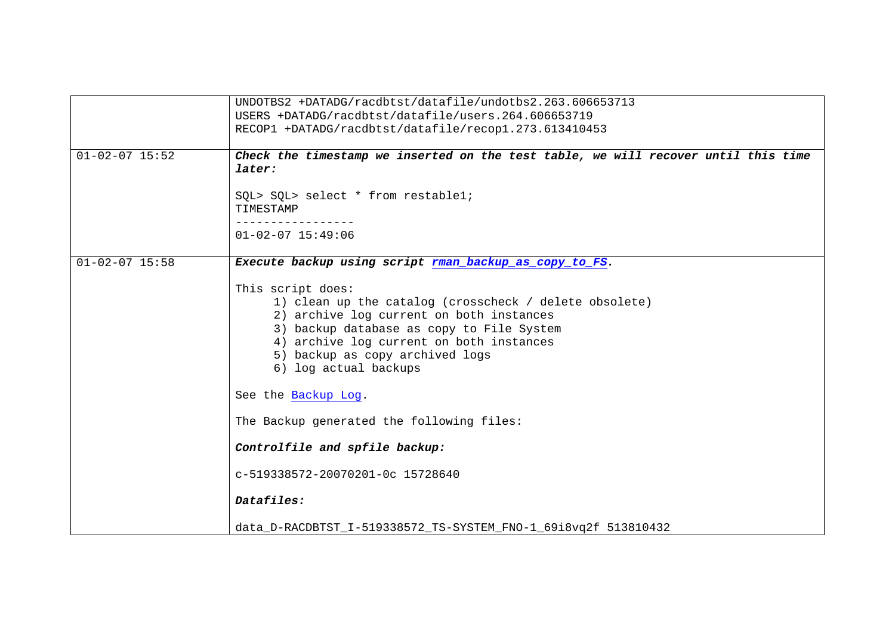| | |
|---|---|
| | UNDOTBS2 +DATADG/racdbtst/datafile/undotbs2.263.606653713<br>USERS +DATADG/racdbtst/datafile/users.264.606653719<br>RECOP1 +DATADG/racdbtst/datafile/recop1.273.613410453 |
| 01-02-07 15:52 | ***Check the timestamp we inserted on the test table, we will recover until this time later:***<br><br>SQL> SQL> select * from restable1;<br>TIMESTAMP<br>-----------------<br>01-02-07 15:49:06 |
| 01-02-07 15:58 | ***Execute backup using script rman_backup_as_copy_to_FS.***<br><br>This script does:<br>1) clean up the catalog (crosscheck / delete obsolete)<br>2) archive log current on both instances<br>3) backup database as copy to File System<br>4) archive log current on both instances<br>5) backup as copy archived logs<br>6) log actual backups<br><br>See the Backup Log.<br><br>The Backup generated the following files:<br><br>***Controlfile and spfile backup:***<br><br>c-519338572-20070201-0c 15728640<br><br>***Datafiles:***<br><br>data_D-RACDBTST_I-519338572_TS-SYSTEM_FNO-1_69i8vq2f 513810432 |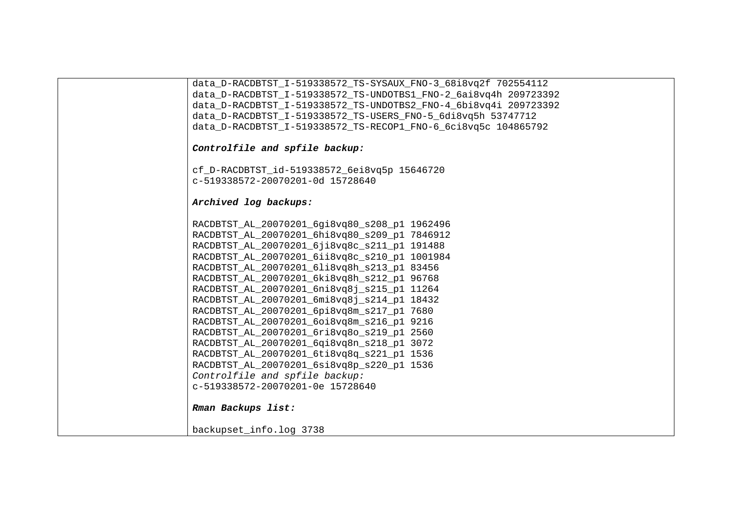| | |
|---|---|
| | data_D-RACDBTST_I-519338572_TS-SYSAUX_FNO-3_68i8vq2f 702554112<br>data_D-RACDBTST_I-519338572_TS-UNDOTBS1_FNO-2_6ai8vq4h 209723392<br>data_D-RACDBTST_I-519338572_TS-UNDOTBS2_FNO-4_6bi8vq4i 209723392<br>data_D-RACDBTST_I-519338572_TS-USERS_FNO-5_6di8vq5h 53747712<br>data_D-RACDBTST_I-519338572_TS-RECOP1_FNO-6_6ci8vq5c 104865792<br><br>***Controlfile and spfile backup:***<br><br>cf_D-RACDBTST_id-519338572_6ei8vq5p 15646720<br>c-519338572-20070201-0d 15728640<br><br>***Archived log backups:***<br><br>RACDBTST_AL_20070201_6gi8vq80_s208_p1 1962496<br>RACDBTST_AL_20070201_6hi8vq80_s209_p1 7846912<br>RACDBTST_AL_20070201_6ji8vq8c_s211_p1 191488<br>RACDBTST_AL_20070201_6ii8vq8c_s210_p1 1001984<br>RACDBTST_AL_20070201_6li8vq8h_s213_p1 83456<br>RACDBTST_AL_20070201_6ki8vq8h_s212_p1 96768<br>RACDBTST_AL_20070201_6ni8vq8j_s215_p1 11264<br>RACDBTST_AL_20070201_6mi8vq8j_s214_p1 18432<br>RACDBTST_AL_20070201_6pi8vq8m_s217_p1 7680<br>RACDBTST_AL_20070201_6oi8vq8m_s216_p1 9216<br>RACDBTST_AL_20070201_6ri8vq8o_s219_p1 2560<br>RACDBTST_AL_20070201_6qi8vq8n_s218_p1 3072<br>RACDBTST_AL_20070201_6ti8vq8q_s221_p1 1536<br>RACDBTST_AL_20070201_6si8vq8p_s220_p1 1536<br>*Controlfile and spfile backup:*<br>c-519338572-20070201-0e 15728640<br><br>***Rman Backups list:***<br><br>backupset_info.log 3738 |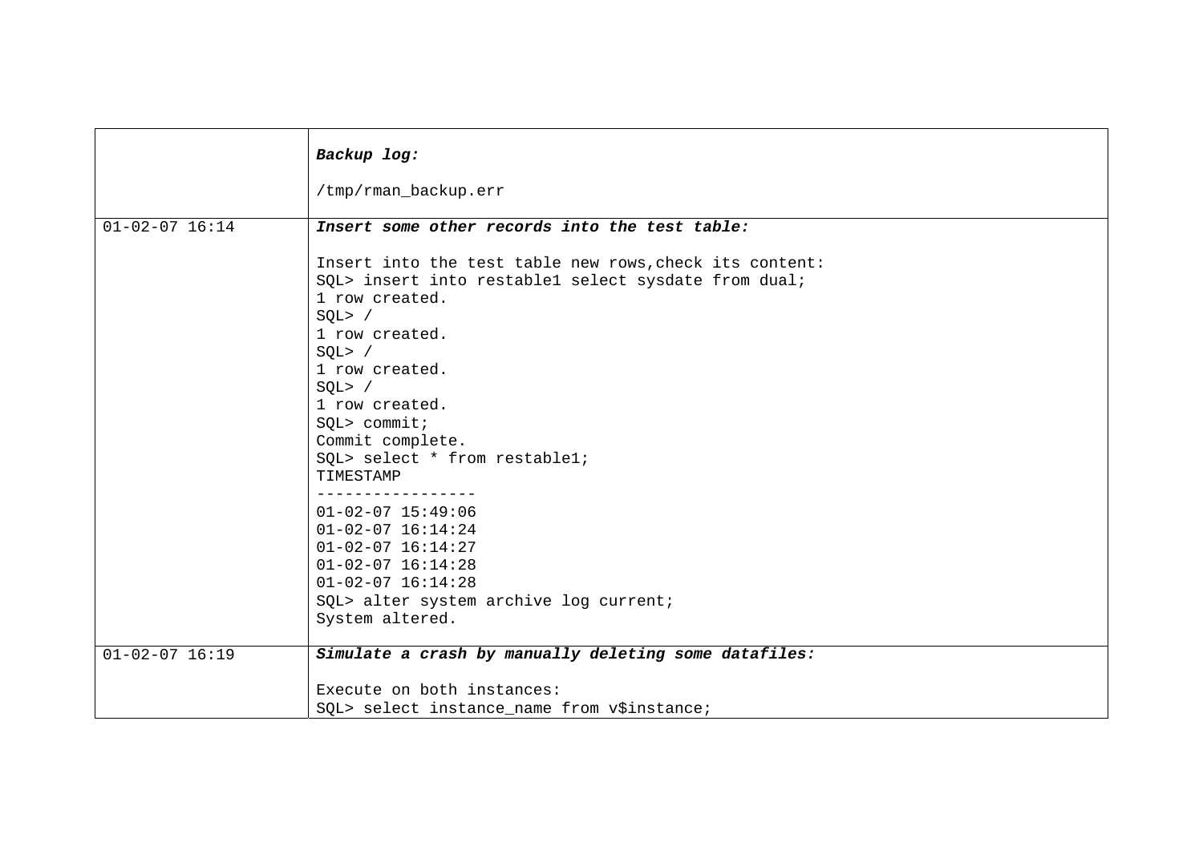| | |
|---|---|
| | ***Backup log:***<br><br>/tmp/rman_backup.err |
| 01-02-07 16:14 | ***Insert some other records into the test table:***<br><br>Insert into the test table new rows,check its content:<br>SQL> insert into restable1 select sysdate from dual;<br>1 row created.<br>SQL> /<br>1 row created.<br>SQL> /<br>1 row created.<br>SQL> /<br>1 row created.<br>SQL> commit;<br>Commit complete.<br>SQL> select * from restable1;<br>TIMESTAMP<br>-----------------<br>01-02-07 15:49:06<br>01-02-07 16:14:24<br>01-02-07 16:14:27<br>01-02-07 16:14:28<br>01-02-07 16:14:28<br>SQL> alter system archive log current;<br>System altered. |
| 01-02-07 16:19 | ***Simulate a crash by manually deleting some datafiles:***<br><br>Execute on both instances:<br>SQL> select instance_name from v$instance; |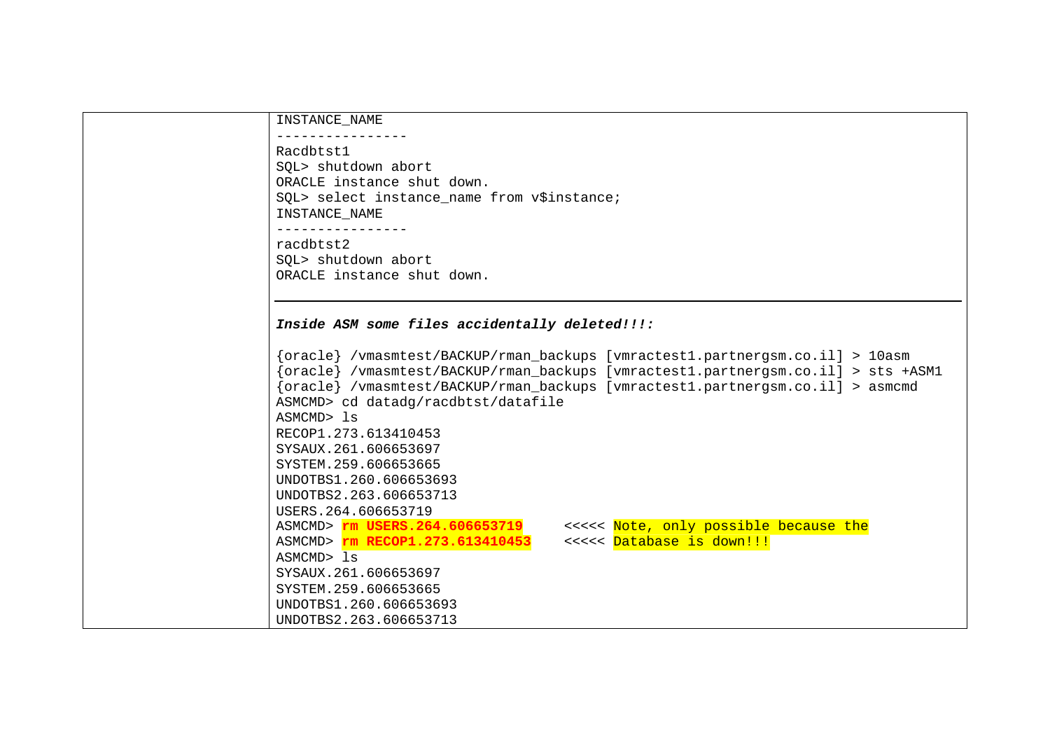|  | INSTANCE_NAME<br>----------------<br>Racdbtst1<br>SQL> shutdown abort<br>ORACLE instance shut down.<br>SQL> select instance_name from v$instance;<br>INSTANCE_NAME<br>----------------<br>racdbtst2<br>SQL> shutdown abort<br>ORACLE instance shut down. |
| --- | --- |

***Inside ASM some files accidentally deleted!!!:***

```
{oracle} /vmasmtest/BACKUP/rman_backups [vmractest1.partnergsm.co.il] > 10asm
{oracle} /vmasmtest/BACKUP/rman_backups [vmractest1.partnergsm.co.il] > sts +ASM1
{oracle} /vmasmtest/BACKUP/rman_backups [vmractest1.partnergsm.co.il] > asmcmd
ASMCMD> cd datadg/racdbtst/datafile
ASMCMD> ls
RECOP1.273.613410453
SYSAUX.261.606653697
SYSTEM.259.606653665
UNDOTBS1.260.606653693
UNDOTBS2.263.606653713
USERS.264.606653719
ASMCMD> rm USERS.264.606653719     <<<<< Note, only possible because the
ASMCMD> rm RECOP1.273.613410453    <<<<< Database is down!!!
ASMCMD> ls
SYSAUX.261.606653697
SYSTEM.259.606653665
UNDOTBS1.260.606653693
UNDOTBS2.263.606653713
```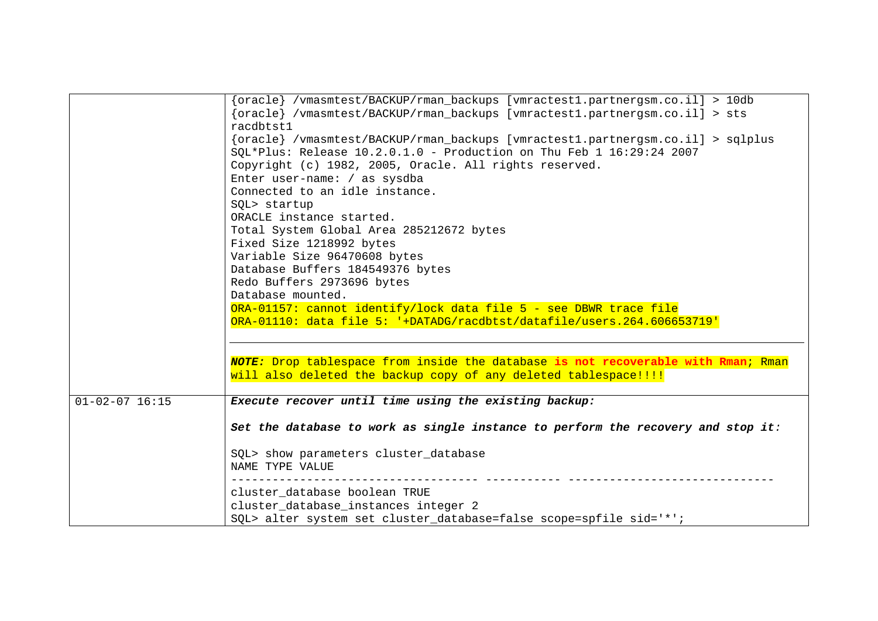| | |
|---|---|
| | {oracle} /vmasmtest/BACKUP/rman_backups [vmractest1.partnergsm.co.il] > 10db<br>{oracle} /vmasmtest/BACKUP/rman_backups [vmractest1.partnergsm.co.il] > sts racdbtst1<br>{oracle} /vmasmtest/BACKUP/rman_backups [vmractest1.partnergsm.co.il] > sqlplus<br>SQL*Plus: Release 10.2.0.1.0 - Production on Thu Feb 1 16:29:24 2007<br>Copyright (c) 1982, 2005, Oracle. All rights reserved.<br>Enter user-name: / as sysdba<br>Connected to an idle instance.<br>SQL> startup<br>ORACLE instance started.<br>Total System Global Area 285212672 bytes<br>Fixed Size 1218992 bytes<br>Variable Size 96470608 bytes<br>Database Buffers 184549376 bytes<br>Redo Buffers 2973696 bytes<br>Database mounted.<br>ORA-01157: cannot identify/lock data file 5 - see DBWR trace file<br>ORA-01110: data file 5: '+DATADG/racdbtst/datafile/users.264.606653719'<br><br>***NOTE:*** Drop tablespace from inside the database **is not recoverable with Rman**; Rman will also deleted the backup copy of any deleted tablespace!!!! |
| 01-02-07 16:15 | ***Execute recover until time using the existing backup:***<br><br>***Set the database to work as single instance to perform the recovery and stop it:***<br><br>SQL> show parameters cluster_database<br>NAME TYPE VALUE<br>------------------------------------ ----------- ------------------------------<br>cluster_database boolean TRUE<br>cluster_database_instances integer 2<br>SQL> alter system set cluster_database=false scope=spfile sid='*'; |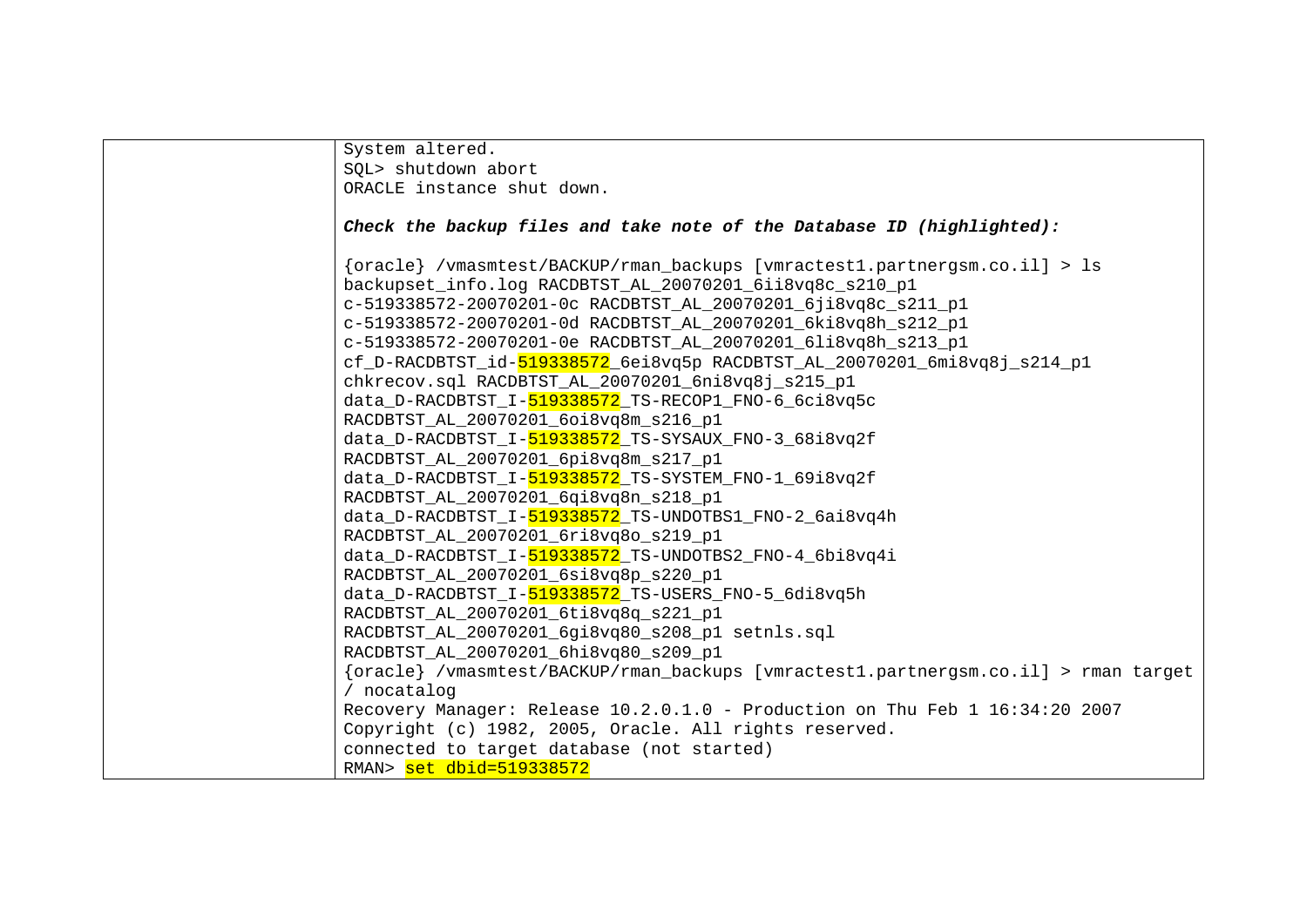```
System altered.
SQL> shutdown abort
ORACLE instance shut down.
```

***Check the backup files and take note of the Database ID (highlighted):***

```
{oracle} /vmasmtest/BACKUP/rman_backups [vmractest1.partnergsm.co.il] > ls
backupset_info.log RACDBTST_AL_20070201_6ii8vq8c_s210_p1
c-519338572-20070201-0c RACDBTST_AL_20070201_6ji8vq8c_s211_p1
c-519338572-20070201-0d RACDBTST_AL_20070201_6ki8vq8h_s212_p1
c-519338572-20070201-0e RACDBTST_AL_20070201_6li8vq8h_s213_p1
cf_D-RACDBTST_id-519338572_6ei8vq5p RACDBTST_AL_20070201_6mi8vq8j_s214_p1
chkrecov.sql RACDBTST_AL_20070201_6ni8vq8j_s215_p1
data_D-RACDBTST_I-519338572_TS-RECOP1_FNO-6_6ci8vq5c
RACDBTST_AL_20070201_6oi8vq8m_s216_p1
data_D-RACDBTST_I-519338572_TS-SYSAUX_FNO-3_68i8vq2f
RACDBTST_AL_20070201_6pi8vq8m_s217_p1
data_D-RACDBTST_I-519338572_TS-SYSTEM_FNO-1_69i8vq2f
RACDBTST_AL_20070201_6qi8vq8n_s218_p1
data_D-RACDBTST_I-519338572_TS-UNDOTBS1_FNO-2_6ai8vq4h
RACDBTST_AL_20070201_6ri8vq8o_s219_p1
data_D-RACDBTST_I-519338572_TS-UNDOTBS2_FNO-4_6bi8vq4i
RACDBTST_AL_20070201_6si8vq8p_s220_p1
data_D-RACDBTST_I-519338572_TS-USERS_FNO-5_6di8vq5h
RACDBTST_AL_20070201_6ti8vq8q_s221_p1
RACDBTST_AL_20070201_6gi8vq80_s208_p1 setnls.sql
RACDBTST_AL_20070201_6hi8vq80_s209_p1
{oracle} /vmasmtest/BACKUP/rman_backups [vmractest1.partnergsm.co.il] > rman target
/ nocatalog
Recovery Manager: Release 10.2.0.1.0 - Production on Thu Feb 1 16:34:20 2007
Copyright (c) 1982, 2005, Oracle. All rights reserved.
connected to target database (not started)
RMAN> set dbid=519338572
```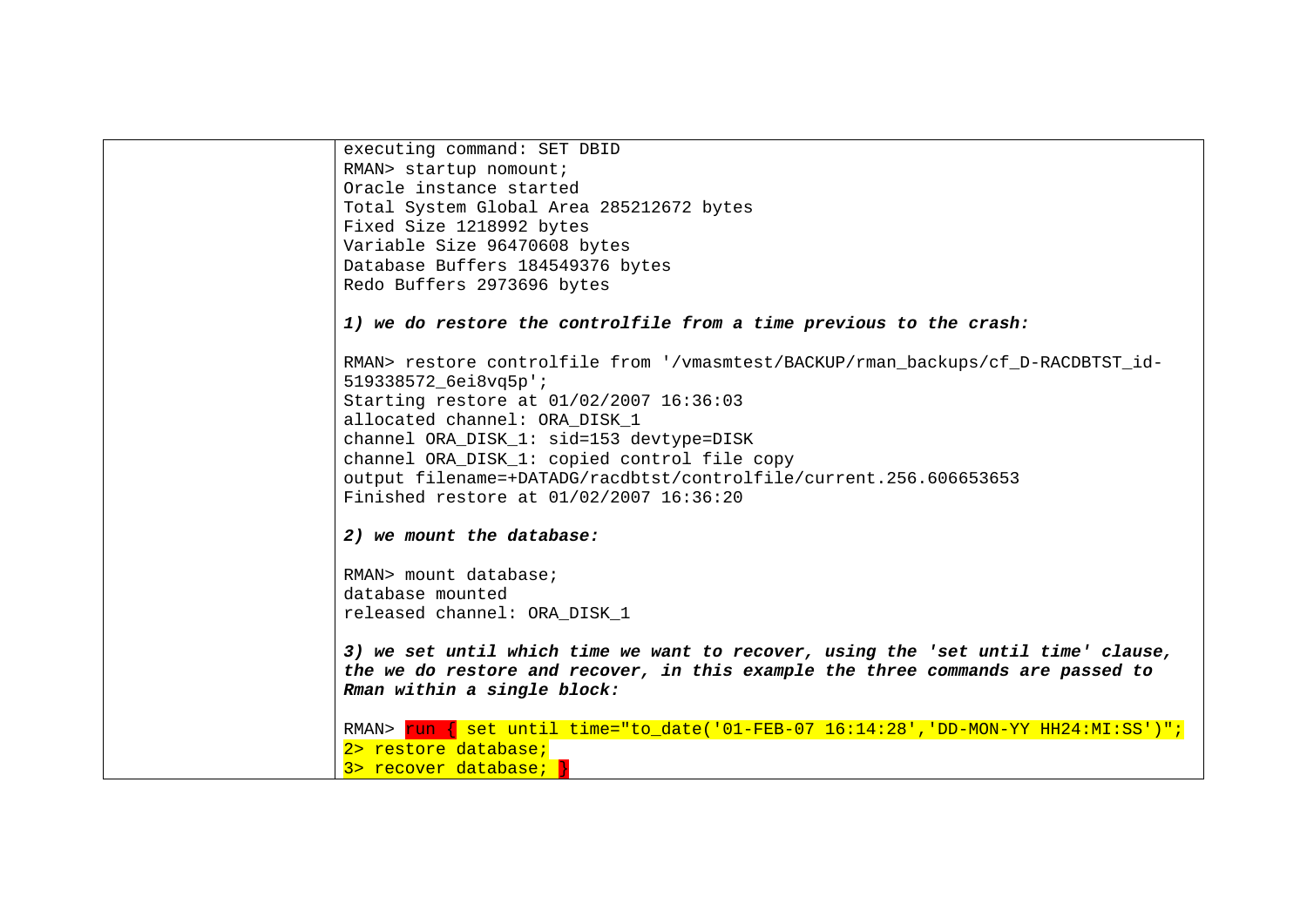| | |
|---|---|
| | executing command: SET DBID<br>RMAN> startup nomount;<br>Oracle instance started<br>Total System Global Area 285212672 bytes<br>Fixed Size 1218992 bytes<br>Variable Size 96470608 bytes<br>Database Buffers 184549376 bytes<br>Redo Buffers 2973696 bytes<br><br>***1) we do restore the controlfile from a time previous to the crash:***<br><br>RMAN> restore controlfile from '/vmasmtest/BACKUP/rman_backups/cf_D-RACDBTST_id-519338572_6ei8vq5p';<br>Starting restore at 01/02/2007 16:36:03<br>allocated channel: ORA_DISK_1<br>channel ORA_DISK_1: sid=153 devtype=DISK<br>channel ORA_DISK_1: copied control file copy<br>output filename=+DATADG/racdbtst/controlfile/current.256.606653653<br>Finished restore at 01/02/2007 16:36:20<br><br>***2) we mount the database:***<br><br>RMAN> mount database;<br>database mounted<br>released channel: ORA_DISK_1<br><br>***3) we set until which time we want to recover, using the 'set until time' clause, the we do restore and recover, in this example the three commands are passed to Rman within a single block:***<br><br>RMAN> run { set until time="to_date('01-FEB-07 16:14:28','DD-MON-YY HH24:MI:SS')";<br>2> restore database;<br>3> recover database; } |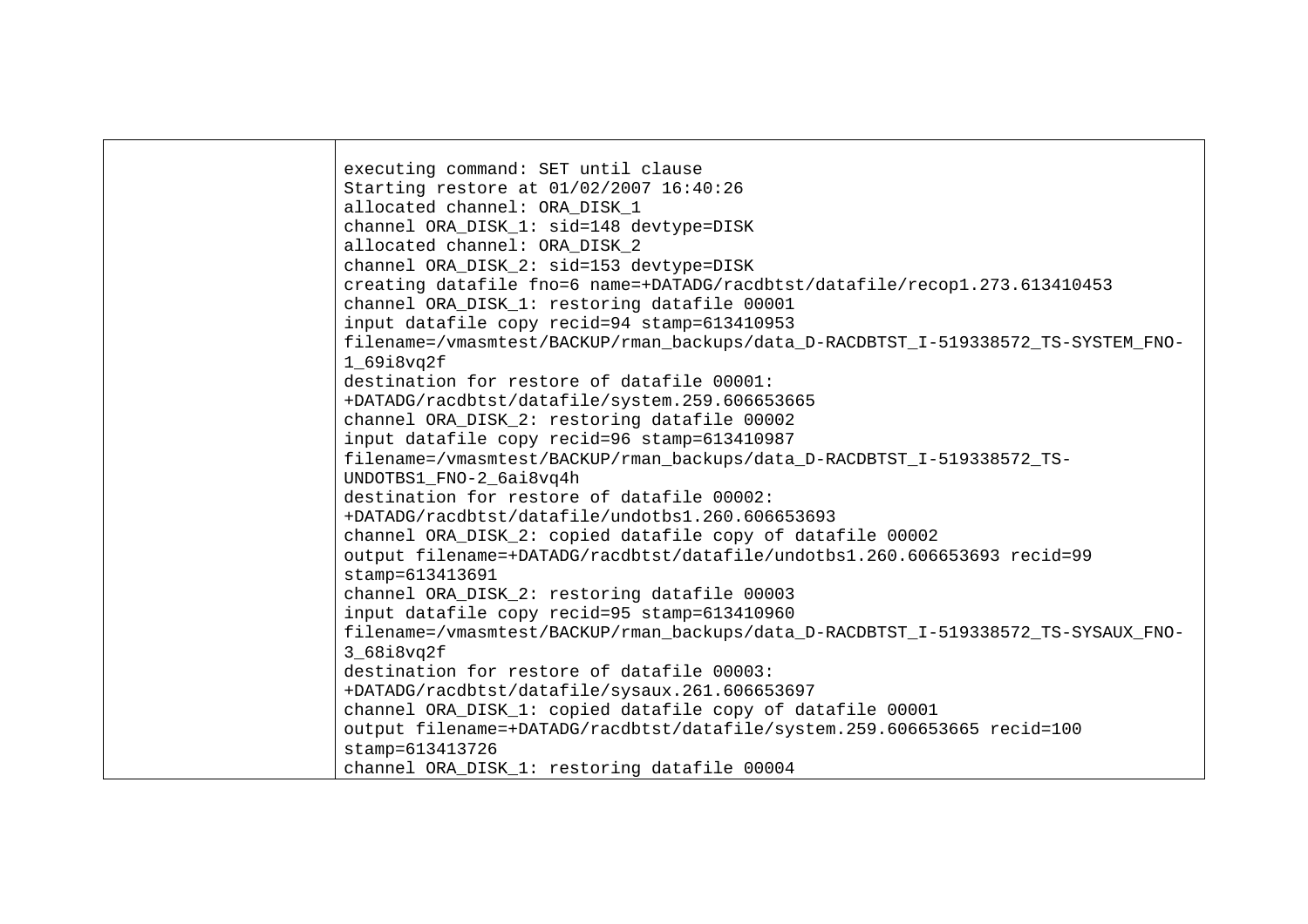| | |
|---|---|
| | executing command: SET until clause<br>Starting restore at 01/02/2007 16:40:26<br>allocated channel: ORA_DISK_1<br>channel ORA_DISK_1: sid=148 devtype=DISK<br>allocated channel: ORA_DISK_2<br>channel ORA_DISK_2: sid=153 devtype=DISK<br>creating datafile fno=6 name=+DATADG/racdbtst/datafile/recop1.273.613410453<br>channel ORA_DISK_1: restoring datafile 00001<br>input datafile copy recid=94 stamp=613410953<br>filename=/vmasmtest/BACKUP/rman_backups/data_D-RACDBTST_I-519338572_TS-SYSTEM_FNO-1_69i8vq2f<br>destination for restore of datafile 00001:<br>+DATADG/racdbtst/datafile/system.259.606653665<br>channel ORA_DISK_2: restoring datafile 00002<br>input datafile copy recid=96 stamp=613410987<br>filename=/vmasmtest/BACKUP/rman_backups/data_D-RACDBTST_I-519338572_TS-UNDOTBS1_FNO-2_6ai8vq4h<br>destination for restore of datafile 00002:<br>+DATADG/racdbtst/datafile/undotbs1.260.606653693<br>channel ORA_DISK_2: copied datafile copy of datafile 00002<br>output filename=+DATADG/racdbtst/datafile/undotbs1.260.606653693 recid=99 stamp=613413691<br>channel ORA_DISK_2: restoring datafile 00003<br>input datafile copy recid=95 stamp=613410960<br>filename=/vmasmtest/BACKUP/rman_backups/data_D-RACDBTST_I-519338572_TS-SYSAUX_FNO-3_68i8vq2f<br>destination for restore of datafile 00003:<br>+DATADG/racdbtst/datafile/sysaux.261.606653697<br>channel ORA_DISK_1: copied datafile copy of datafile 00001<br>output filename=+DATADG/racdbtst/datafile/system.259.606653665 recid=100 stamp=613413726<br>channel ORA_DISK_1: restoring datafile 00004 |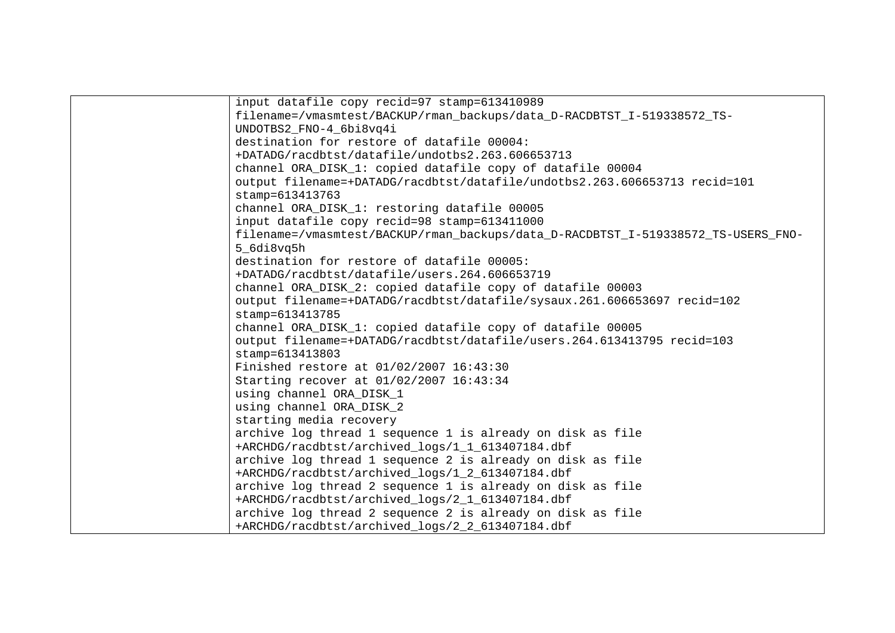| | input datafile copy recid=97 stamp=613410989<br>filename=/vmasmtest/BACKUP/rman_backups/data_D-RACDBTST_I-519338572_TS-UNDOTBS2_FNO-4_6bi8vq4i<br>destination for restore of datafile 00004:<br>+DATADG/racdbtst/datafile/undotbs2.263.606653713<br>channel ORA_DISK_1: copied datafile copy of datafile 00004<br>output filename=+DATADG/racdbtst/datafile/undotbs2.263.606653713 recid=101<br>stamp=613413763<br>channel ORA_DISK_1: restoring datafile 00005<br>input datafile copy recid=98 stamp=613411000<br>filename=/vmasmtest/BACKUP/rman_backups/data_D-RACDBTST_I-519338572_TS-USERS_FNO-5_6di8vq5h<br>destination for restore of datafile 00005:<br>+DATADG/racdbtst/datafile/users.264.606653719<br>channel ORA_DISK_2: copied datafile copy of datafile 00003<br>output filename=+DATADG/racdbtst/datafile/sysaux.261.606653697 recid=102<br>stamp=613413785<br>channel ORA_DISK_1: copied datafile copy of datafile 00005<br>output filename=+DATADG/racdbtst/datafile/users.264.613413795 recid=103<br>stamp=613413803<br>Finished restore at 01/02/2007 16:43:30<br>Starting recover at 01/02/2007 16:43:34<br>using channel ORA_DISK_1<br>using channel ORA_DISK_2<br>starting media recovery<br>archive log thread 1 sequence 1 is already on disk as file<br>+ARCHDG/racdbtst/archived_logs/1_1_613407184.dbf<br>archive log thread 1 sequence 2 is already on disk as file<br>+ARCHDG/racdbtst/archived_logs/1_2_613407184.dbf<br>archive log thread 2 sequence 1 is already on disk as file<br>+ARCHDG/racdbtst/archived_logs/2_1_613407184.dbf<br>archive log thread 2 sequence 2 is already on disk as file<br>+ARCHDG/racdbtst/archived_logs/2_2_613407184.dbf |
|---|---|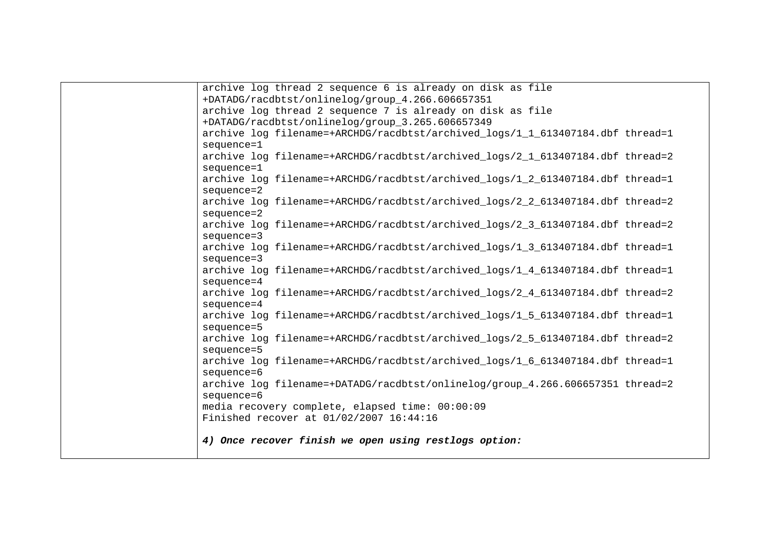| | archive log thread 2 sequence 6 is already on disk as file<br>+DATADG/racdbtst/onlinelog/group_4.266.606657351<br>archive log thread 2 sequence 7 is already on disk as file<br>+DATADG/racdbtst/onlinelog/group_3.265.606657349<br>archive log filename=+ARCHDG/racdbtst/archived_logs/1_1_613407184.dbf thread=1<br>sequence=1<br>archive log filename=+ARCHDG/racdbtst/archived_logs/2_1_613407184.dbf thread=2<br>sequence=1<br>archive log filename=+ARCHDG/racdbtst/archived_logs/1_2_613407184.dbf thread=1<br>sequence=2<br>archive log filename=+ARCHDG/racdbtst/archived_logs/2_2_613407184.dbf thread=2<br>sequence=2<br>archive log filename=+ARCHDG/racdbtst/archived_logs/2_3_613407184.dbf thread=2<br>sequence=3<br>archive log filename=+ARCHDG/racdbtst/archived_logs/1_3_613407184.dbf thread=1<br>sequence=3<br>archive log filename=+ARCHDG/racdbtst/archived_logs/1_4_613407184.dbf thread=1<br>sequence=4<br>archive log filename=+ARCHDG/racdbtst/archived_logs/2_4_613407184.dbf thread=2<br>sequence=4<br>archive log filename=+ARCHDG/racdbtst/archived_logs/1_5_613407184.dbf thread=1<br>sequence=5<br>archive log filename=+ARCHDG/racdbtst/archived_logs/2_5_613407184.dbf thread=2<br>sequence=5<br>archive log filename=+ARCHDG/racdbtst/archived_logs/1_6_613407184.dbf thread=1<br>sequence=6<br>archive log filename=+DATADG/racdbtst/onlinelog/group_4.266.606657351 thread=2<br>sequence=6<br>media recovery complete, elapsed time: 00:00:09<br>Finished recover at 01/02/2007 16:44:16<br><br>***4) Once recover finish we open using restlogs option:*** |
|---|---|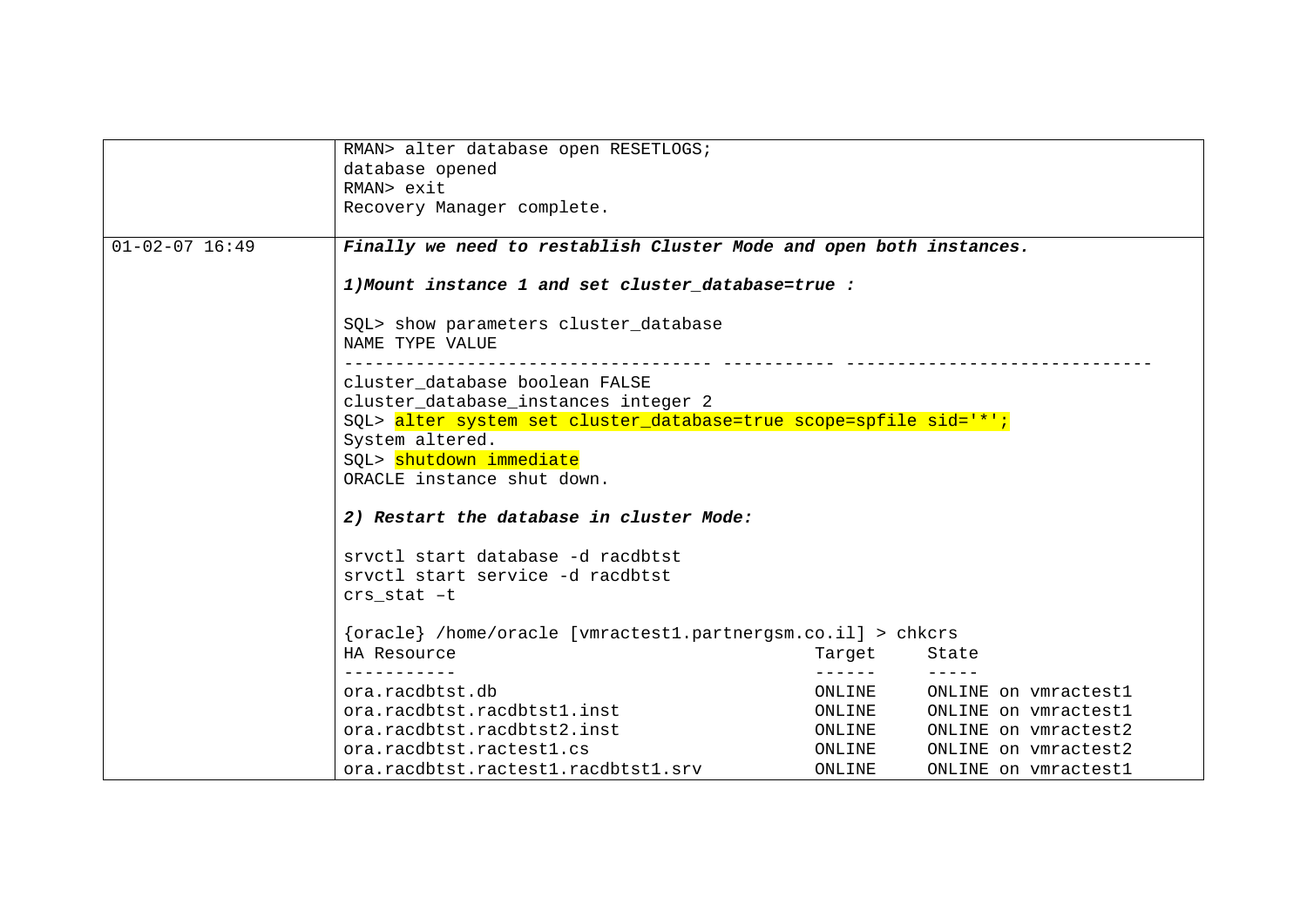| | |
|---|---|
| | RMAN> alter database open RESETLOGS;<br>database opened<br>RMAN> exit<br>Recovery Manager complete. |
| 01-02-07 16:49 | ***Finally we need to restablish Cluster Mode and open both instances.***<br><br>***1)Mount instance 1 and set cluster_database=true :***<br><br>SQL> show parameters cluster_database<br>NAME TYPE VALUE<br>------------------------------------ ----------- ------------------------------<br>cluster_database boolean FALSE<br>cluster_database_instances integer 2<br>SQL> alter system set cluster_database=true scope=spfile sid='*';<br>System altered.<br>SQL> shutdown immediate<br>ORACLE instance shut down.<br><br>***2) Restart the database in cluster Mode:***<br><br>srvctl start database -d racdbtst<br>srvctl start service -d racdbtst<br>crs_stat –t<br><br>{oracle} /home/oracle [vmractest1.partnergsm.co.il] > chkcrs<br>HA Resource                                      Target     State<br>-----------                                      ------     -----<br>ora.racdbtst.db                                  ONLINE     ONLINE on vmractest1<br>ora.racdbtst.racdbtst1.inst                      ONLINE     ONLINE on vmractest1<br>ora.racdbtst.racdbtst2.inst                      ONLINE     ONLINE on vmractest2<br>ora.racdbtst.ractest1.cs                         ONLINE     ONLINE on vmractest2<br>ora.racdbtst.ractest1.racdbtst1.srv              ONLINE     ONLINE on vmractest1 |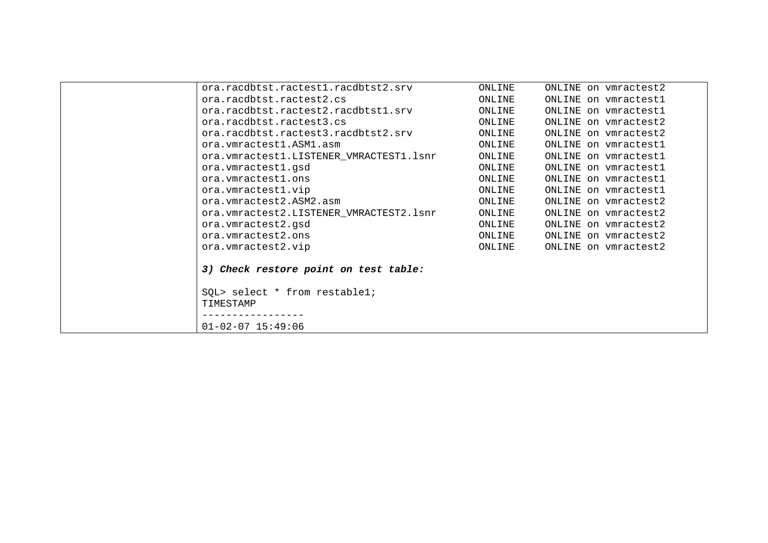| | |
|---|---|
| | ```
ora.racdbtst.ractest1.racdbtst2.srv          ONLINE     ONLINE on vmractest2
ora.racdbtst.ractest2.cs                     ONLINE     ONLINE on vmractest1
ora.racdbtst.ractest2.racdbtst1.srv          ONLINE     ONLINE on vmractest1
ora.racdbtst.ractest3.cs                     ONLINE     ONLINE on vmractest2
ora.racdbtst.ractest3.racdbtst2.srv          ONLINE     ONLINE on vmractest2
ora.vmractest1.ASM1.asm                      ONLINE     ONLINE on vmractest1
ora.vmractest1.LISTENER_VMRACTEST1.lsnr      ONLINE     ONLINE on vmractest1
ora.vmractest1.gsd                           ONLINE     ONLINE on vmractest1
ora.vmractest1.ons                           ONLINE     ONLINE on vmractest1
ora.vmractest1.vip                           ONLINE     ONLINE on vmractest1
ora.vmractest2.ASM2.asm                      ONLINE     ONLINE on vmractest2
ora.vmractest2.LISTENER_VMRACTEST2.lsnr      ONLINE     ONLINE on vmractest2
ora.vmractest2.gsd                           ONLINE     ONLINE on vmractest2
ora.vmractest2.ons                           ONLINE     ONLINE on vmractest2
ora.vmractest2.vip                           ONLINE     ONLINE on vmractest2
``` ***3) Check restore point on test table:*** ```
SQL> select * from restable1;
TIMESTAMP
-----------------
01-02-07 15:49:06
``` |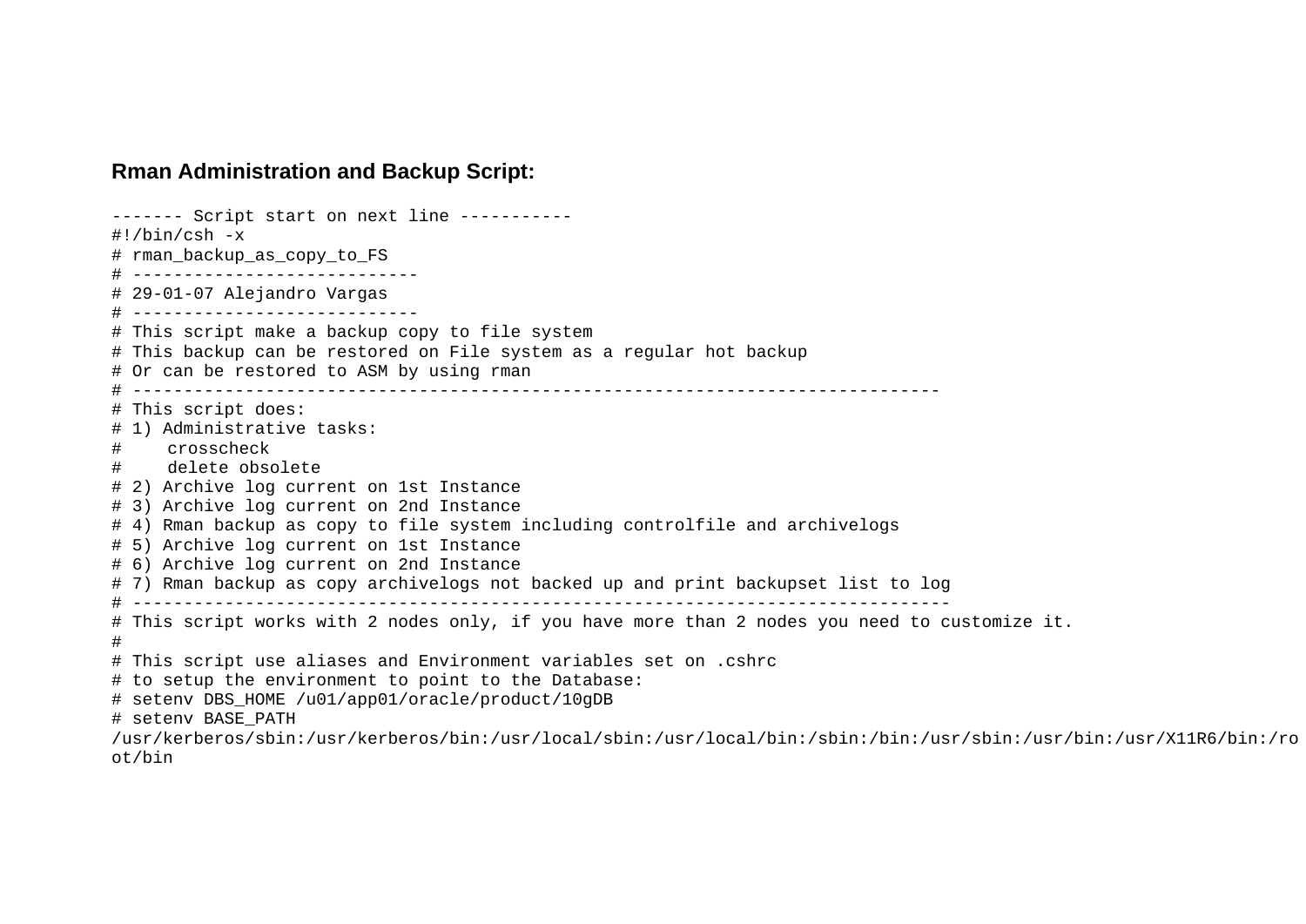**Rman Administration and Backup Script:**

```
------- Script start on next line -----------
#!/bin/csh -x
# rman_backup_as_copy_to_FS
# ----------------------------
# 29-01-07 Alejandro Vargas
# ----------------------------
# This script make a backup copy to file system
# This backup can be restored on File system as a regular hot backup
# Or can be restored to ASM by using rman
# ------------------------------------------------------------------------------
# This script does:
# 1) Administrative tasks:
#     crosscheck
#     delete obsolete
# 2) Archive log current on 1st Instance
# 3) Archive log current on 2nd Instance
# 4) Rman backup as copy to file system including controlfile and archivelogs
# 5) Archive log current on 1st Instance
# 6) Archive log current on 2nd Instance
# 7) Rman backup as copy archivelogs not backed up and print backupset list to log
# -------------------------------------------------------------------------------
# This script works with 2 nodes only, if you have more than 2 nodes you need to customize it.
#
# This script use aliases and Environment variables set on .cshrc
# to setup the environment to point to the Database:
# setenv DBS_HOME /u01/app01/oracle/product/10gDB
# setenv BASE_PATH
/usr/kerberos/sbin:/usr/kerberos/bin:/usr/local/sbin:/usr/local/bin:/sbin:/bin:/usr/sbin:/usr/bin:/usr/X11R6/bin:/root/bin
```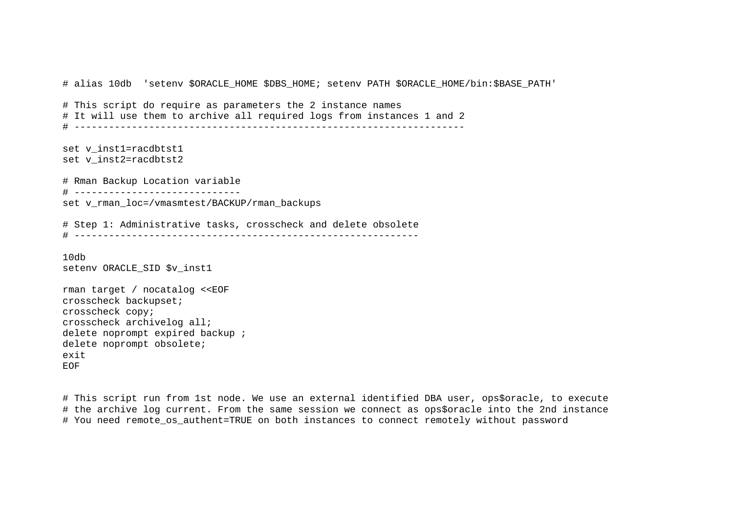```
# alias 10db  'setenv $ORACLE_HOME $DBS_HOME; setenv PATH $ORACLE_HOME/bin:$BASE_PATH'

# This script do require as parameters the 2 instance names
# It will use them to archive all required logs from instances 1 and 2
# ----------------------------------------------------------------------

set v_inst1=racdbtst1
set v_inst2=racdbtst2

# Rman Backup Location variable
# -----------------------------
set v_rman_loc=/vmasmtest/BACKUP/rman_backups

# Step 1: Administrative tasks, crosscheck and delete obsolete
# -------------------------------------------------------------

10db
setenv ORACLE_SID $v_inst1

rman target / nocatalog <<EOF
crosscheck backupset;
crosscheck copy;
crosscheck archivelog all;
delete noprompt expired backup ;
delete noprompt obsolete;
exit
EOF


# This script run from 1st node. We use an external identified DBA user, ops$oracle, to execute
# the archive log current. From the same session we connect as ops$oracle into the 2nd instance
# You need remote_os_authent=TRUE on both instances to connect remotely without password
```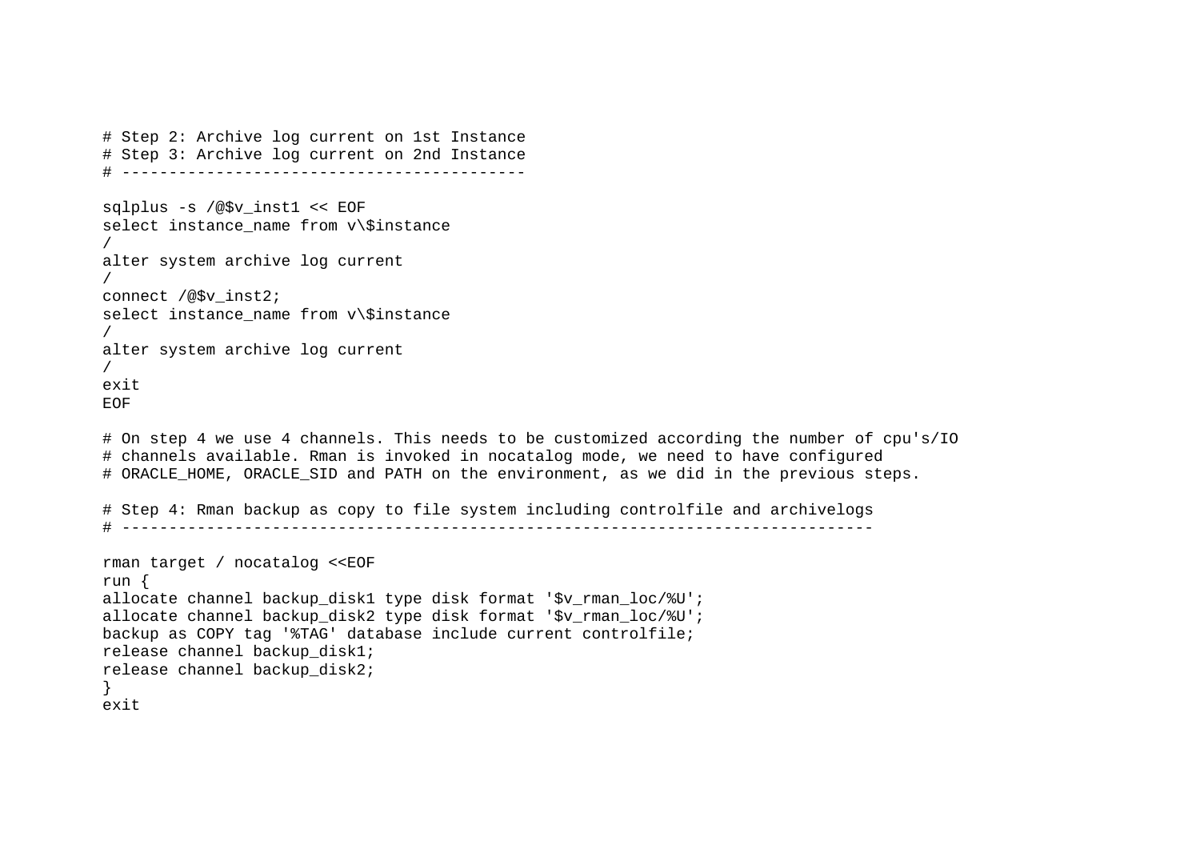```
# Step 2: Archive log current on 1st Instance
# Step 3: Archive log current on 2nd Instance
# ------------------------------------------

sqlplus -s /@$v_inst1 << EOF
select instance_name from v\$instance
/
alter system archive log current
/
connect /@$v_inst2;
select instance_name from v\$instance
/
alter system archive log current
/
exit
EOF

# On step 4 we use 4 channels. This needs to be customized according the number of cpu's/IO
# channels available. Rman is invoked in nocatalog mode, we need to have configured
# ORACLE_HOME, ORACLE_SID and PATH on the environment, as we did in the previous steps.

# Step 4: Rman backup as copy to file system including controlfile and archivelogs
# --------------------------------------------------------------------------------

rman target / nocatalog <<EOF
run {
allocate channel backup_disk1 type disk format '$v_rman_loc/%U';
allocate channel backup_disk2 type disk format '$v_rman_loc/%U';
backup as COPY tag '%TAG' database include current controlfile;
release channel backup_disk1;
release channel backup_disk2;
}
exit
```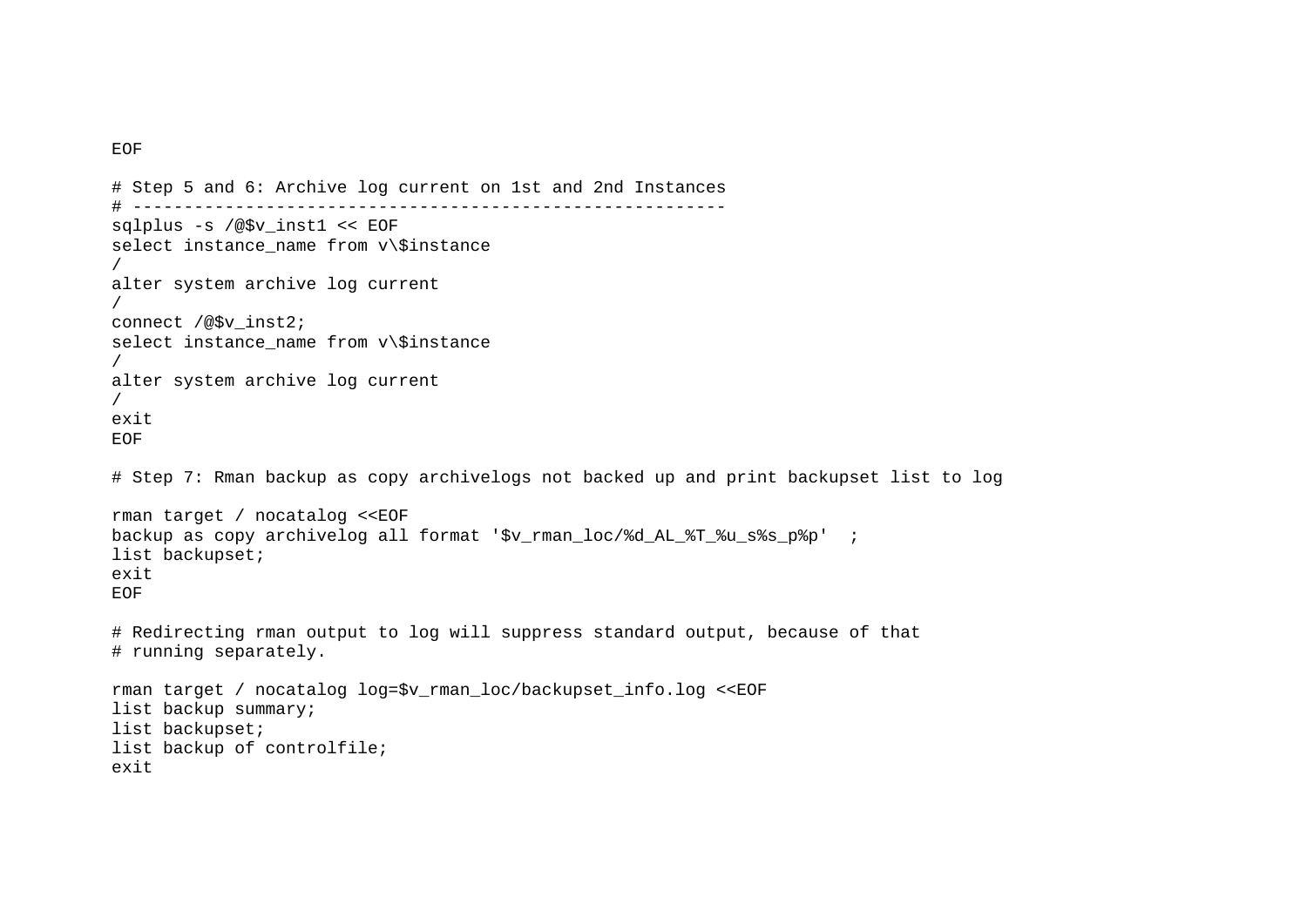```
EOF

# Step 5 and 6: Archive log current on 1st and 2nd Instances
# ------------------------------------------------------------
sqlplus -s /@$v_inst1 << EOF
select instance_name from v\$instance
/
alter system archive log current
/
connect /@$v_inst2;
select instance_name from v\$instance
/
alter system archive log current
/
exit
EOF

# Step 7: Rman backup as copy archivelogs not backed up and print backupset list to log

rman target / nocatalog <<EOF
backup as copy archivelog all format '$v_rman_loc/%d_AL_%T_%u_s%s_p%p'  ;
list backupset;
exit
EOF

# Redirecting rman output to log will suppress standard output, because of that
# running separately.

rman target / nocatalog log=$v_rman_loc/backupset_info.log <<EOF
list backup summary;
list backupset;
list backup of controlfile;
exit
```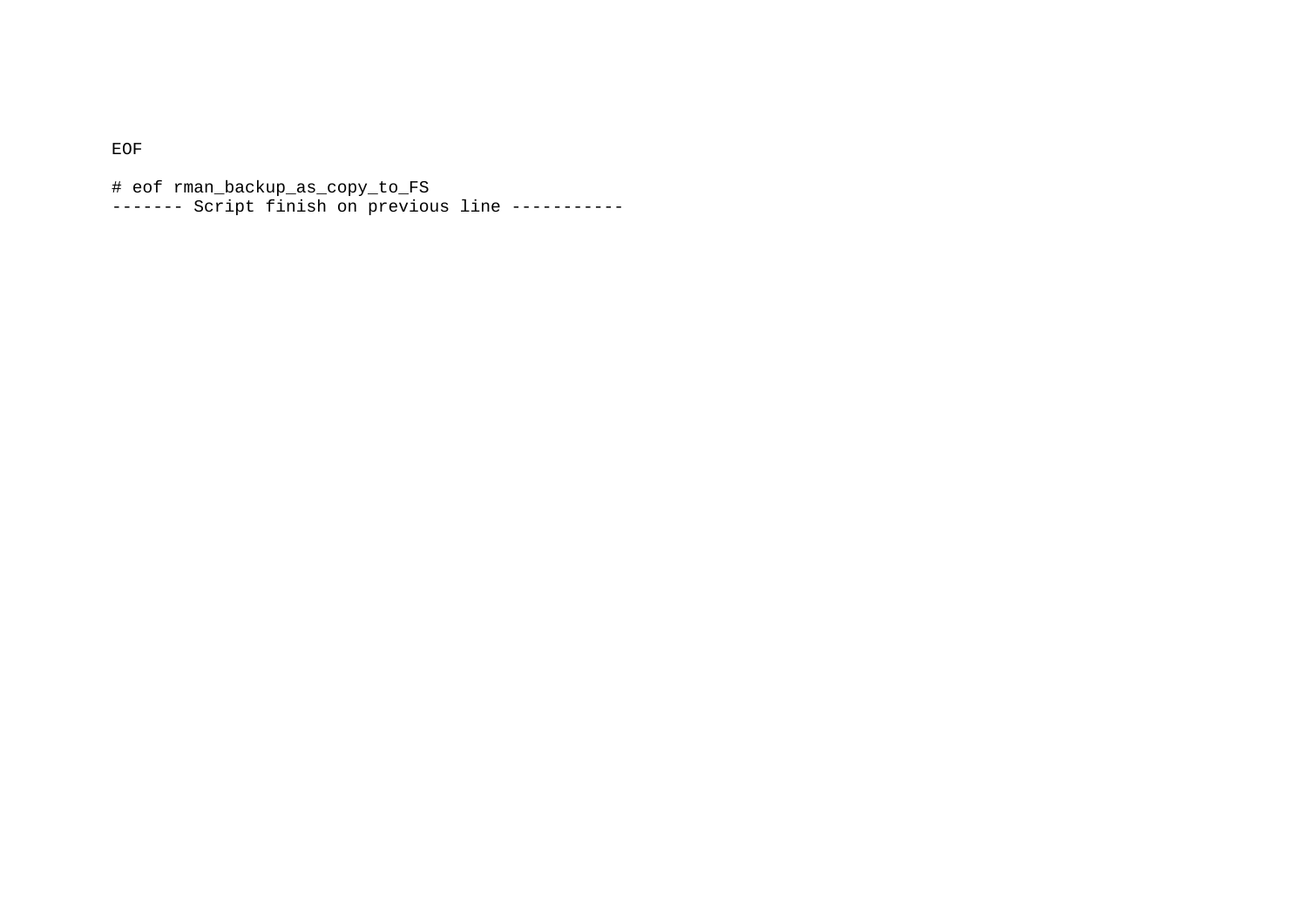```
EOF

# eof rman_backup_as_copy_to_FS
------- Script finish on previous line -----------
```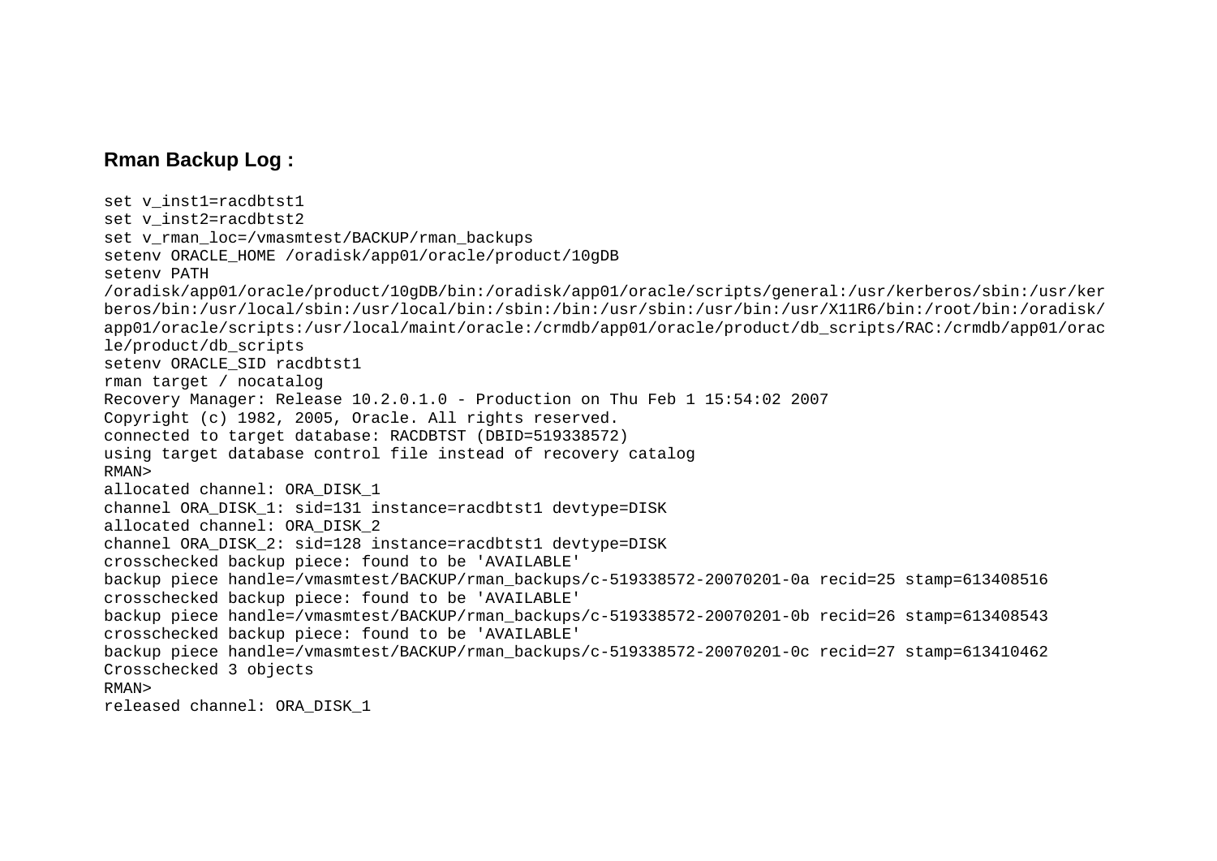**Rman Backup Log :**

```
set v_inst1=racdbtst1
set v_inst2=racdbtst2
set v_rman_loc=/vmasmtest/BACKUP/rman_backups
setenv ORACLE_HOME /oradisk/app01/oracle/product/10gDB
setenv PATH
/oradisk/app01/oracle/product/10gDB/bin:/oradisk/app01/oracle/scripts/general:/usr/kerberos/sbin:/usr/kerberos/bin:/usr/local/sbin:/usr/local/bin:/sbin:/bin:/usr/sbin:/usr/bin:/usr/X11R6/bin:/root/bin:/oradisk/app01/oracle/scripts:/usr/local/maint/oracle:/crmdb/app01/oracle/product/db_scripts/RAC:/crmdb/app01/oracle/product/db_scripts
setenv ORACLE_SID racdbtst1
rman target / nocatalog
Recovery Manager: Release 10.2.0.1.0 - Production on Thu Feb 1 15:54:02 2007
Copyright (c) 1982, 2005, Oracle. All rights reserved.
connected to target database: RACDBTST (DBID=519338572)
using target database control file instead of recovery catalog
RMAN>
allocated channel: ORA_DISK_1
channel ORA_DISK_1: sid=131 instance=racdbtst1 devtype=DISK
allocated channel: ORA_DISK_2
channel ORA_DISK_2: sid=128 instance=racdbtst1 devtype=DISK
crosschecked backup piece: found to be 'AVAILABLE'
backup piece handle=/vmasmtest/BACKUP/rman_backups/c-519338572-20070201-0a recid=25 stamp=613408516
crosschecked backup piece: found to be 'AVAILABLE'
backup piece handle=/vmasmtest/BACKUP/rman_backups/c-519338572-20070201-0b recid=26 stamp=613408543
crosschecked backup piece: found to be 'AVAILABLE'
backup piece handle=/vmasmtest/BACKUP/rman_backups/c-519338572-20070201-0c recid=27 stamp=613410462
Crosschecked 3 objects
RMAN>
released channel: ORA_DISK_1
```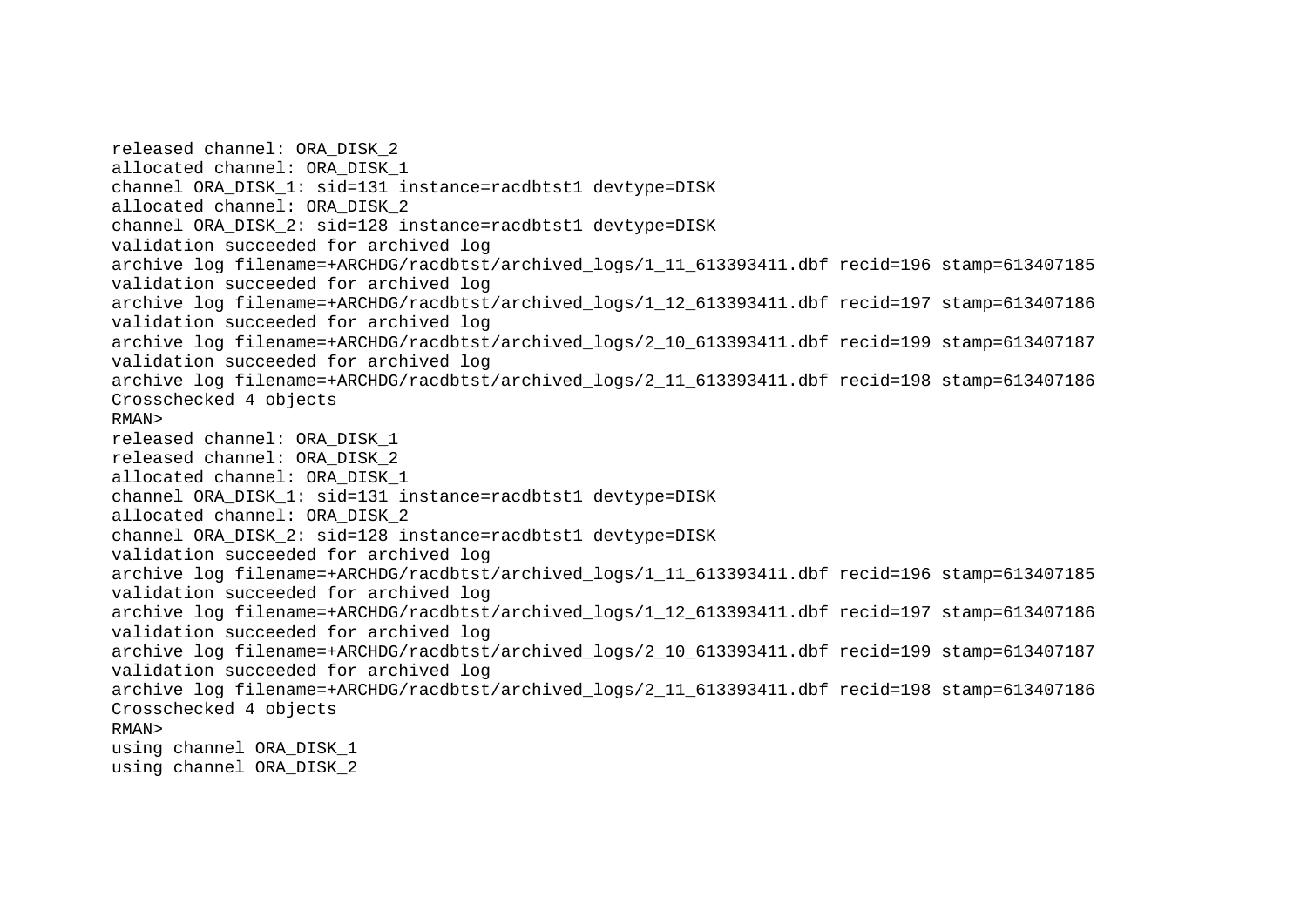```
released channel: ORA_DISK_2
allocated channel: ORA_DISK_1
channel ORA_DISK_1: sid=131 instance=racdbtst1 devtype=DISK
allocated channel: ORA_DISK_2
channel ORA_DISK_2: sid=128 instance=racdbtst1 devtype=DISK
validation succeeded for archived log
archive log filename=+ARCHDG/racdbtst/archived_logs/1_11_613393411.dbf recid=196 stamp=613407185
validation succeeded for archived log
archive log filename=+ARCHDG/racdbtst/archived_logs/1_12_613393411.dbf recid=197 stamp=613407186
validation succeeded for archived log
archive log filename=+ARCHDG/racdbtst/archived_logs/2_10_613393411.dbf recid=199 stamp=613407187
validation succeeded for archived log
archive log filename=+ARCHDG/racdbtst/archived_logs/2_11_613393411.dbf recid=198 stamp=613407186
Crosschecked 4 objects
RMAN>
released channel: ORA_DISK_1
released channel: ORA_DISK_2
allocated channel: ORA_DISK_1
channel ORA_DISK_1: sid=131 instance=racdbtst1 devtype=DISK
allocated channel: ORA_DISK_2
channel ORA_DISK_2: sid=128 instance=racdbtst1 devtype=DISK
validation succeeded for archived log
archive log filename=+ARCHDG/racdbtst/archived_logs/1_11_613393411.dbf recid=196 stamp=613407185
validation succeeded for archived log
archive log filename=+ARCHDG/racdbtst/archived_logs/1_12_613393411.dbf recid=197 stamp=613407186
validation succeeded for archived log
archive log filename=+ARCHDG/racdbtst/archived_logs/2_10_613393411.dbf recid=199 stamp=613407187
validation succeeded for archived log
archive log filename=+ARCHDG/racdbtst/archived_logs/2_11_613393411.dbf recid=198 stamp=613407186
Crosschecked 4 objects
RMAN>
using channel ORA_DISK_1
using channel ORA_DISK_2
```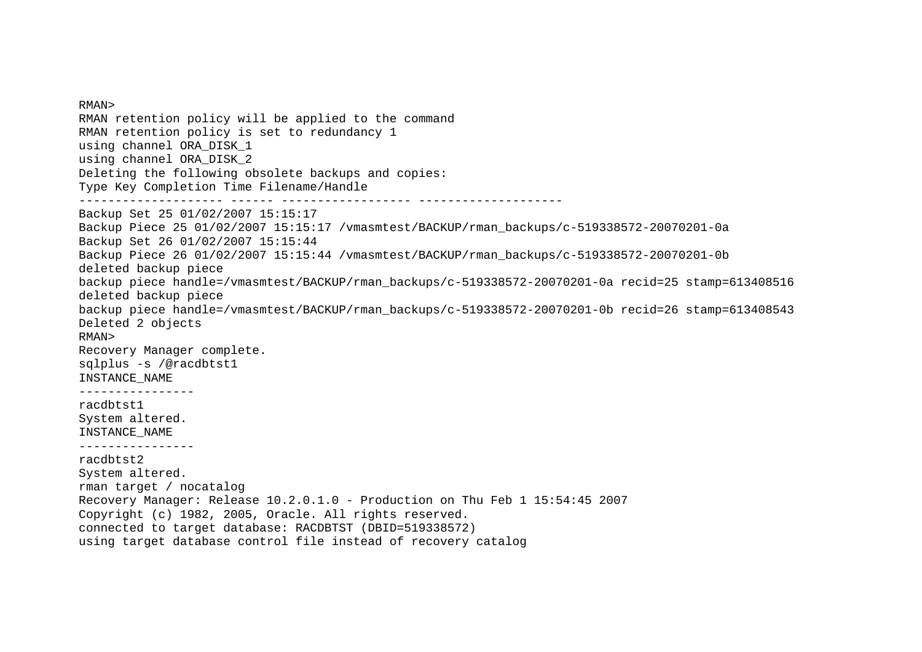```
RMAN>
RMAN retention policy will be applied to the command
RMAN retention policy is set to redundancy 1
using channel ORA_DISK_1
using channel ORA_DISK_2
Deleting the following obsolete backups and copies:
Type Key Completion Time Filename/Handle
-------------------- ------ ------------------ --------------------
Backup Set 25 01/02/2007 15:15:17
Backup Piece 25 01/02/2007 15:15:17 /vmasmtest/BACKUP/rman_backups/c-519338572-20070201-0a
Backup Set 26 01/02/2007 15:15:44
Backup Piece 26 01/02/2007 15:15:44 /vmasmtest/BACKUP/rman_backups/c-519338572-20070201-0b
deleted backup piece
backup piece handle=/vmasmtest/BACKUP/rman_backups/c-519338572-20070201-0a recid=25 stamp=613408516
deleted backup piece
backup piece handle=/vmasmtest/BACKUP/rman_backups/c-519338572-20070201-0b recid=26 stamp=613408543
Deleted 2 objects
RMAN>
Recovery Manager complete.
sqlplus -s /@racdbtst1
INSTANCE_NAME
----------------
racdbtst1
System altered.
INSTANCE_NAME
----------------
racdbtst2
System altered.
rman target / nocatalog
Recovery Manager: Release 10.2.0.1.0 - Production on Thu Feb 1 15:54:45 2007
Copyright (c) 1982, 2005, Oracle. All rights reserved.
connected to target database: RACDBTST (DBID=519338572)
using target database control file instead of recovery catalog
```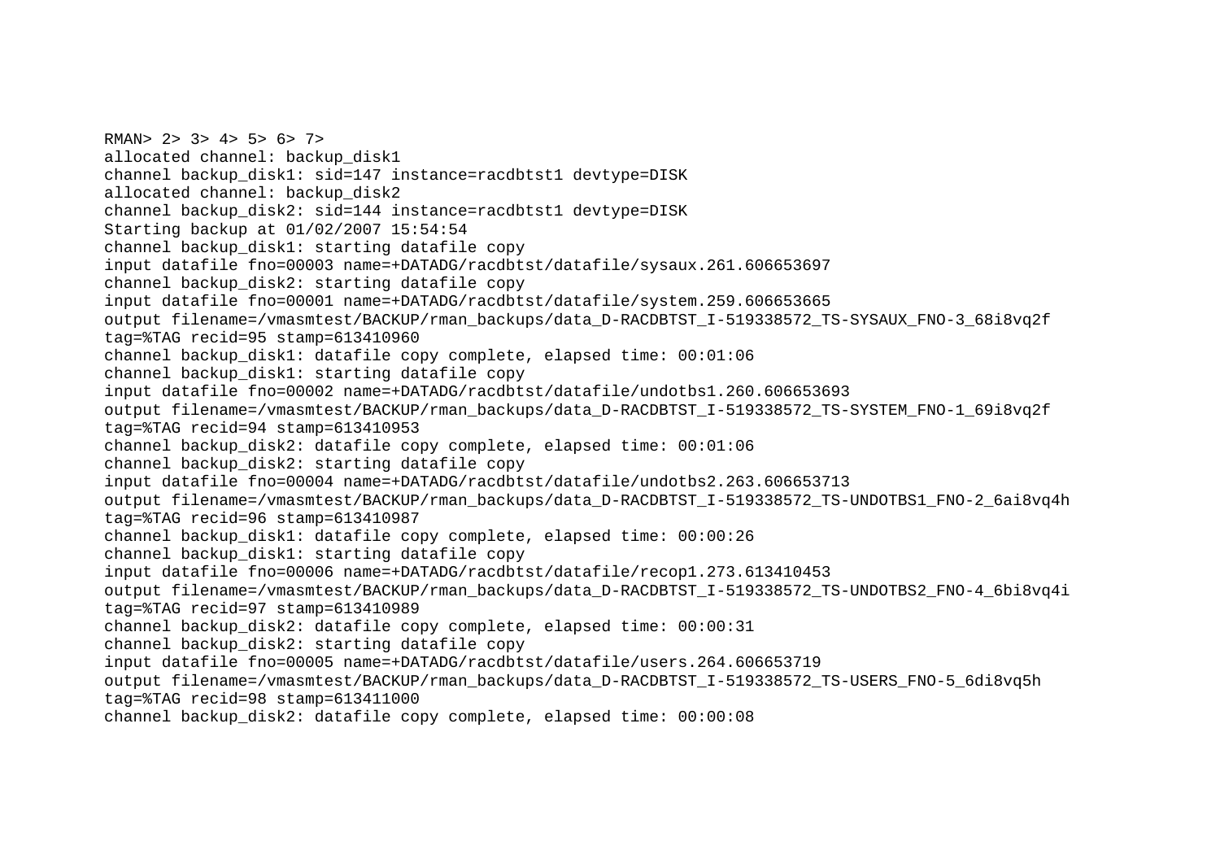```
RMAN> 2> 3> 4> 5> 6> 7>
allocated channel: backup_disk1
channel backup_disk1: sid=147 instance=racdbtst1 devtype=DISK
allocated channel: backup_disk2
channel backup_disk2: sid=144 instance=racdbtst1 devtype=DISK
Starting backup at 01/02/2007 15:54:54
channel backup_disk1: starting datafile copy
input datafile fno=00003 name=+DATADG/racdbtst/datafile/sysaux.261.606653697
channel backup_disk2: starting datafile copy
input datafile fno=00001 name=+DATADG/racdbtst/datafile/system.259.606653665
output filename=/vmasmtest/BACKUP/rman_backups/data_D-RACDBTST_I-519338572_TS-SYSAUX_FNO-3_68i8vq2f
tag=%TAG recid=95 stamp=613410960
channel backup_disk1: datafile copy complete, elapsed time: 00:01:06
channel backup_disk1: starting datafile copy
input datafile fno=00002 name=+DATADG/racdbtst/datafile/undotbs1.260.606653693
output filename=/vmasmtest/BACKUP/rman_backups/data_D-RACDBTST_I-519338572_TS-SYSTEM_FNO-1_69i8vq2f
tag=%TAG recid=94 stamp=613410953
channel backup_disk2: datafile copy complete, elapsed time: 00:01:06
channel backup_disk2: starting datafile copy
input datafile fno=00004 name=+DATADG/racdbtst/datafile/undotbs2.263.606653713
output filename=/vmasmtest/BACKUP/rman_backups/data_D-RACDBTST_I-519338572_TS-UNDOTBS1_FNO-2_6ai8vq4h
tag=%TAG recid=96 stamp=613410987
channel backup_disk1: datafile copy complete, elapsed time: 00:00:26
channel backup_disk1: starting datafile copy
input datafile fno=00006 name=+DATADG/racdbtst/datafile/recop1.273.613410453
output filename=/vmasmtest/BACKUP/rman_backups/data_D-RACDBTST_I-519338572_TS-UNDOTBS2_FNO-4_6bi8vq4i
tag=%TAG recid=97 stamp=613410989
channel backup_disk2: datafile copy complete, elapsed time: 00:00:31
channel backup_disk2: starting datafile copy
input datafile fno=00005 name=+DATADG/racdbtst/datafile/users.264.606653719
output filename=/vmasmtest/BACKUP/rman_backups/data_D-RACDBTST_I-519338572_TS-USERS_FNO-5_6di8vq5h
tag=%TAG recid=98 stamp=613411000
channel backup_disk2: datafile copy complete, elapsed time: 00:00:08
```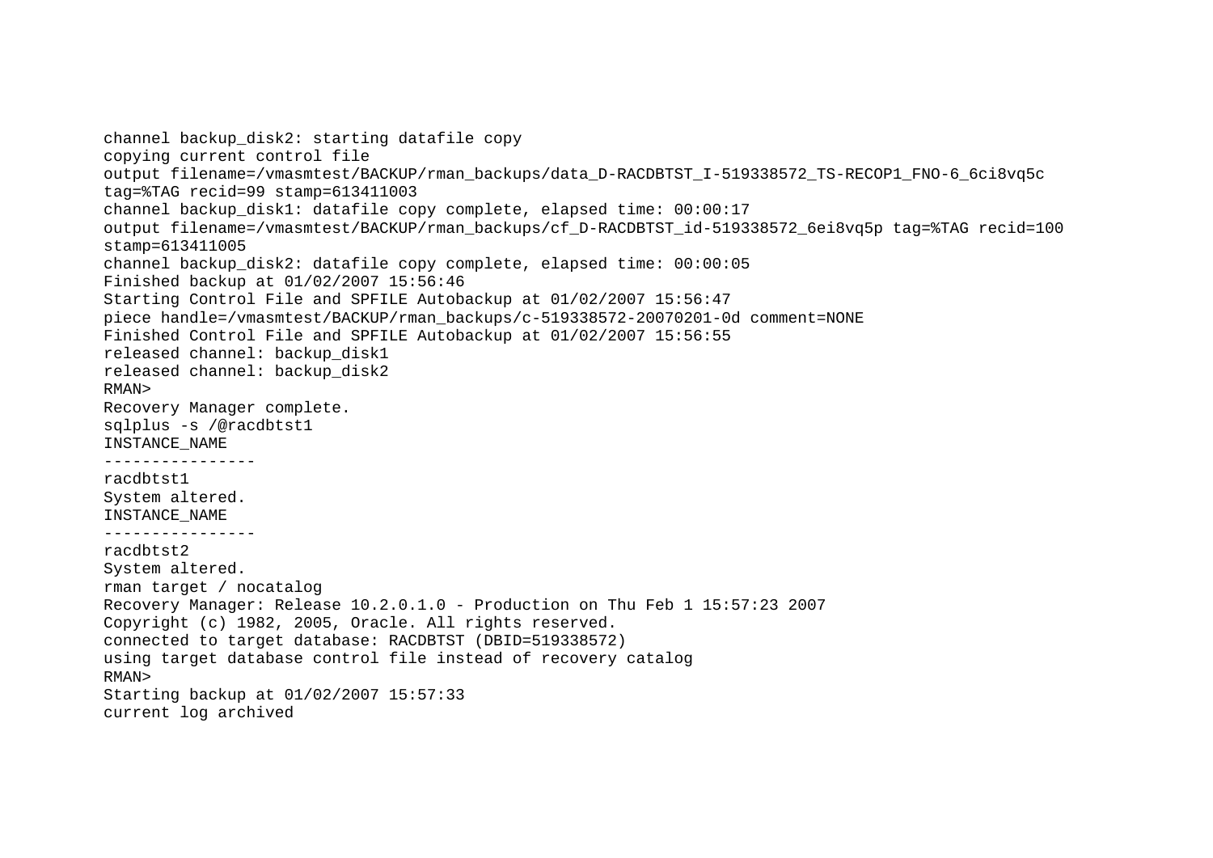```
channel backup_disk2: starting datafile copy
copying current control file
output filename=/vmasmtest/BACKUP/rman_backups/data_D-RACDBTST_I-519338572_TS-RECOP1_FNO-6_6ci8vq5c
tag=%TAG recid=99 stamp=613411003
channel backup_disk1: datafile copy complete, elapsed time: 00:00:17
output filename=/vmasmtest/BACKUP/rman_backups/cf_D-RACDBTST_id-519338572_6ei8vq5p tag=%TAG recid=100
stamp=613411005
channel backup_disk2: datafile copy complete, elapsed time: 00:00:05
Finished backup at 01/02/2007 15:56:46
Starting Control File and SPFILE Autobackup at 01/02/2007 15:56:47
piece handle=/vmasmtest/BACKUP/rman_backups/c-519338572-20070201-0d comment=NONE
Finished Control File and SPFILE Autobackup at 01/02/2007 15:56:55
released channel: backup_disk1
released channel: backup_disk2
RMAN>
Recovery Manager complete.
sqlplus -s /@racdbtst1
INSTANCE_NAME
----------------
racdbtst1
System altered.
INSTANCE_NAME
----------------
racdbtst2
System altered.
rman target / nocatalog
Recovery Manager: Release 10.2.0.1.0 - Production on Thu Feb 1 15:57:23 2007
Copyright (c) 1982, 2005, Oracle. All rights reserved.
connected to target database: RACDBTST (DBID=519338572)
using target database control file instead of recovery catalog
RMAN>
Starting backup at 01/02/2007 15:57:33
current log archived
```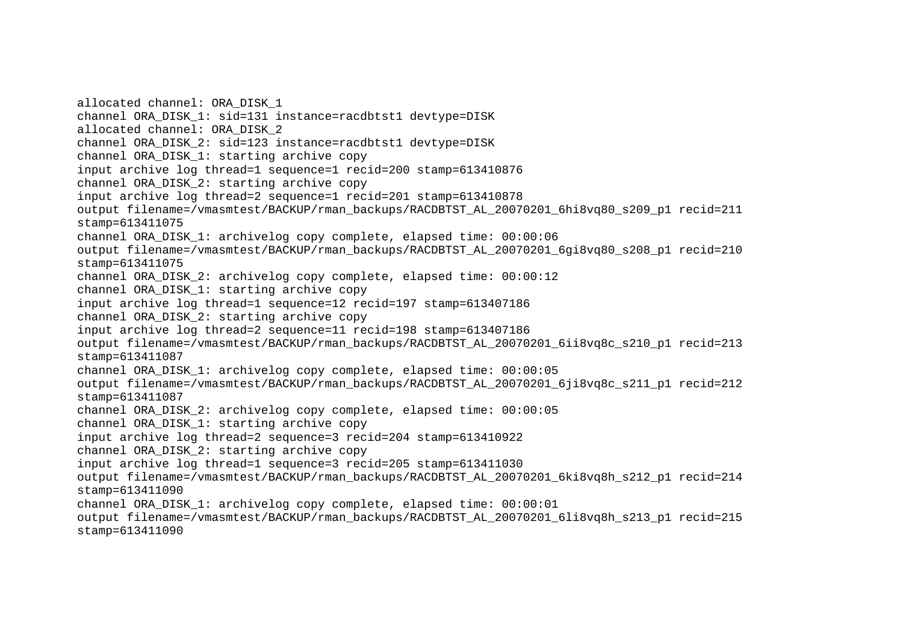```
allocated channel: ORA_DISK_1
channel ORA_DISK_1: sid=131 instance=racdbtst1 devtype=DISK
allocated channel: ORA_DISK_2
channel ORA_DISK_2: sid=123 instance=racdbtst1 devtype=DISK
channel ORA_DISK_1: starting archive copy
input archive log thread=1 sequence=1 recid=200 stamp=613410876
channel ORA_DISK_2: starting archive copy
input archive log thread=2 sequence=1 recid=201 stamp=613410878
output filename=/vmasmtest/BACKUP/rman_backups/RACDBTST_AL_20070201_6hi8vq80_s209_p1 recid=211
stamp=613411075
channel ORA_DISK_1: archivelog copy complete, elapsed time: 00:00:06
output filename=/vmasmtest/BACKUP/rman_backups/RACDBTST_AL_20070201_6gi8vq80_s208_p1 recid=210
stamp=613411075
channel ORA_DISK_2: archivelog copy complete, elapsed time: 00:00:12
channel ORA_DISK_1: starting archive copy
input archive log thread=1 sequence=12 recid=197 stamp=613407186
channel ORA_DISK_2: starting archive copy
input archive log thread=2 sequence=11 recid=198 stamp=613407186
output filename=/vmasmtest/BACKUP/rman_backups/RACDBTST_AL_20070201_6ii8vq8c_s210_p1 recid=213
stamp=613411087
channel ORA_DISK_1: archivelog copy complete, elapsed time: 00:00:05
output filename=/vmasmtest/BACKUP/rman_backups/RACDBTST_AL_20070201_6ji8vq8c_s211_p1 recid=212
stamp=613411087
channel ORA_DISK_2: archivelog copy complete, elapsed time: 00:00:05
channel ORA_DISK_1: starting archive copy
input archive log thread=2 sequence=3 recid=204 stamp=613410922
channel ORA_DISK_2: starting archive copy
input archive log thread=1 sequence=3 recid=205 stamp=613411030
output filename=/vmasmtest/BACKUP/rman_backups/RACDBTST_AL_20070201_6ki8vq8h_s212_p1 recid=214
stamp=613411090
channel ORA_DISK_1: archivelog copy complete, elapsed time: 00:00:01
output filename=/vmasmtest/BACKUP/rman_backups/RACDBTST_AL_20070201_6li8vq8h_s213_p1 recid=215
stamp=613411090
```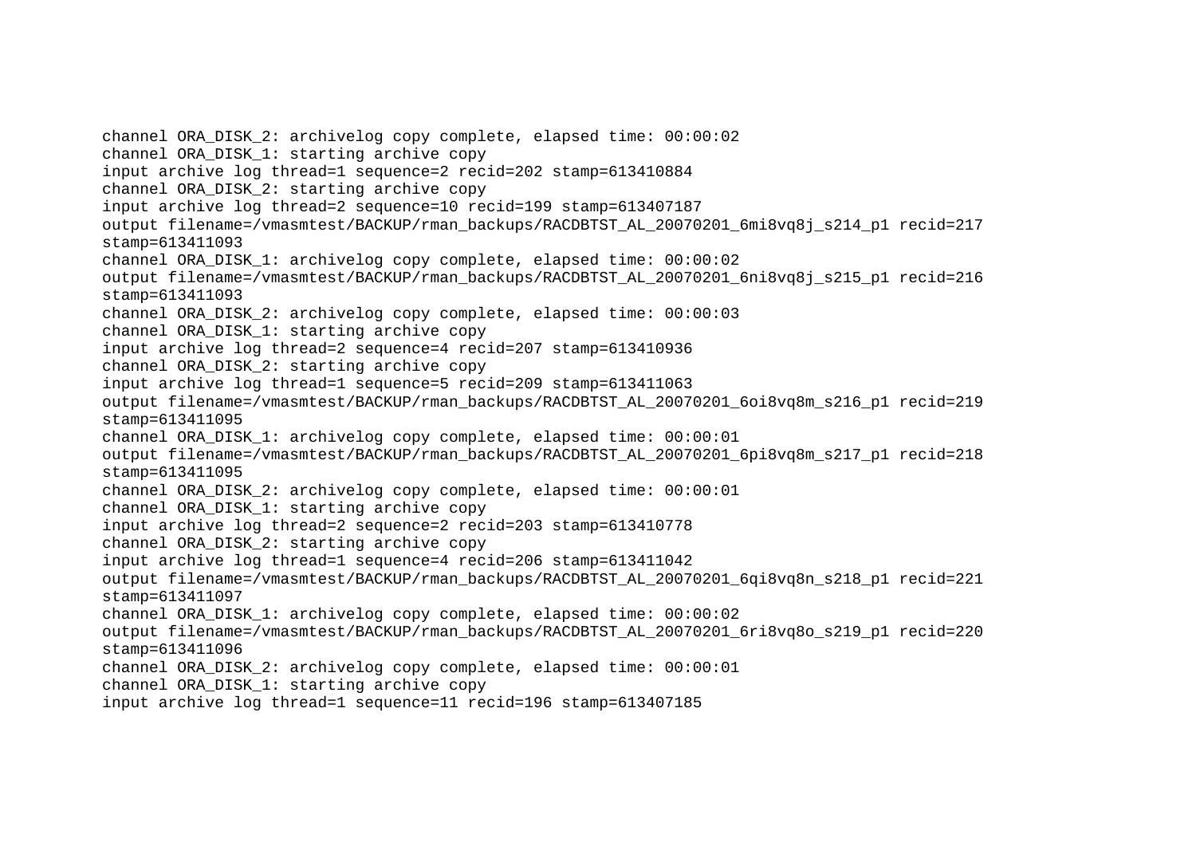```
channel ORA_DISK_2: archivelog copy complete, elapsed time: 00:00:02
channel ORA_DISK_1: starting archive copy
input archive log thread=1 sequence=2 recid=202 stamp=613410884
channel ORA_DISK_2: starting archive copy
input archive log thread=2 sequence=10 recid=199 stamp=613407187
output filename=/vmasmtest/BACKUP/rman_backups/RACDBTST_AL_20070201_6mi8vq8j_s214_p1 recid=217
stamp=613411093
channel ORA_DISK_1: archivelog copy complete, elapsed time: 00:00:02
output filename=/vmasmtest/BACKUP/rman_backups/RACDBTST_AL_20070201_6ni8vq8j_s215_p1 recid=216
stamp=613411093
channel ORA_DISK_2: archivelog copy complete, elapsed time: 00:00:03
channel ORA_DISK_1: starting archive copy
input archive log thread=2 sequence=4 recid=207 stamp=613410936
channel ORA_DISK_2: starting archive copy
input archive log thread=1 sequence=5 recid=209 stamp=613411063
output filename=/vmasmtest/BACKUP/rman_backups/RACDBTST_AL_20070201_6oi8vq8m_s216_p1 recid=219
stamp=613411095
channel ORA_DISK_1: archivelog copy complete, elapsed time: 00:00:01
output filename=/vmasmtest/BACKUP/rman_backups/RACDBTST_AL_20070201_6pi8vq8m_s217_p1 recid=218
stamp=613411095
channel ORA_DISK_2: archivelog copy complete, elapsed time: 00:00:01
channel ORA_DISK_1: starting archive copy
input archive log thread=2 sequence=2 recid=203 stamp=613410778
channel ORA_DISK_2: starting archive copy
input archive log thread=1 sequence=4 recid=206 stamp=613411042
output filename=/vmasmtest/BACKUP/rman_backups/RACDBTST_AL_20070201_6qi8vq8n_s218_p1 recid=221
stamp=613411097
channel ORA_DISK_1: archivelog copy complete, elapsed time: 00:00:02
output filename=/vmasmtest/BACKUP/rman_backups/RACDBTST_AL_20070201_6ri8vq8o_s219_p1 recid=220
stamp=613411096
channel ORA_DISK_2: archivelog copy complete, elapsed time: 00:00:01
channel ORA_DISK_1: starting archive copy
input archive log thread=1 sequence=11 recid=196 stamp=613407185
```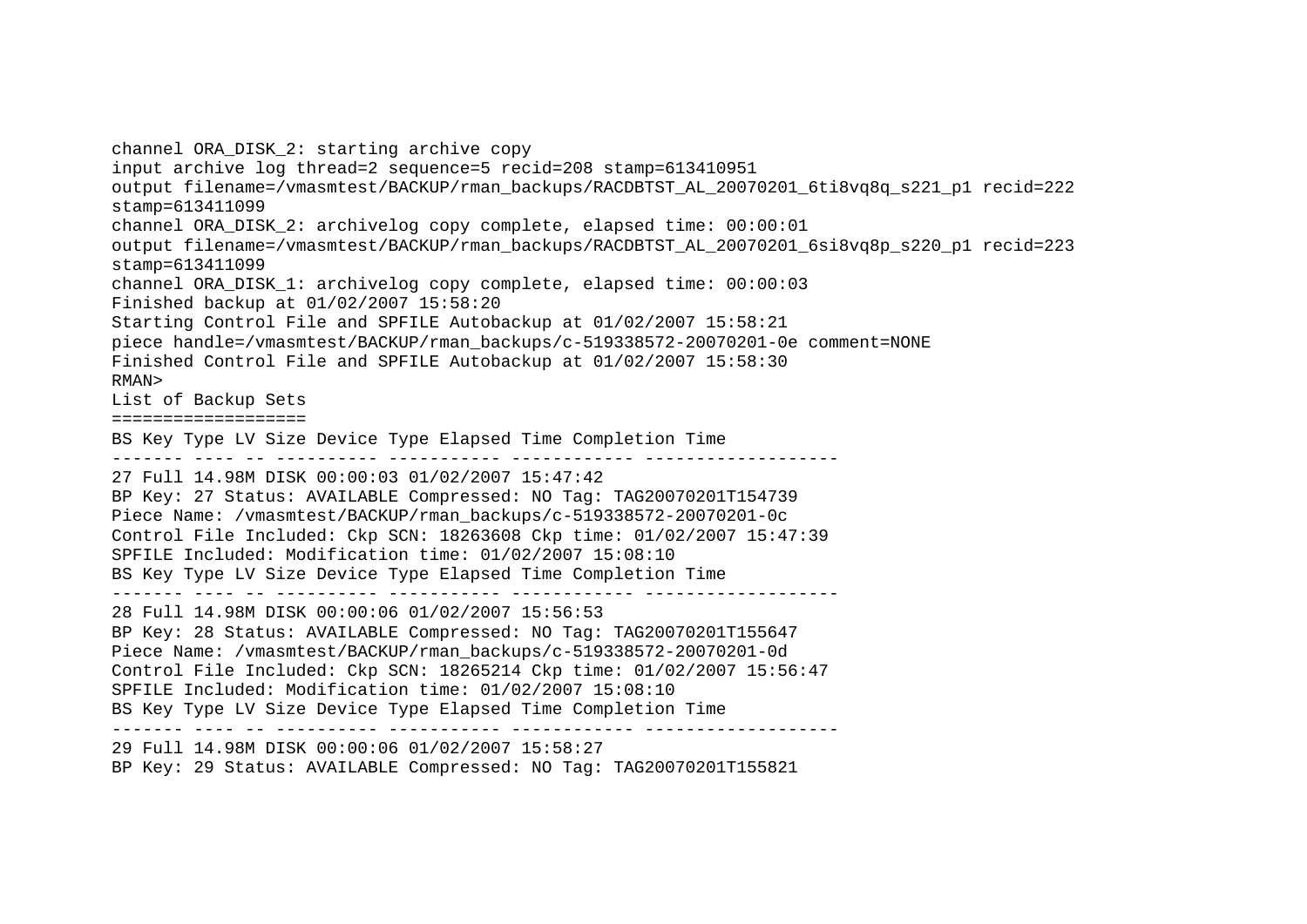```
channel ORA_DISK_2: starting archive copy
input archive log thread=2 sequence=5 recid=208 stamp=613410951
output filename=/vmasmtest/BACKUP/rman_backups/RACDBTST_AL_20070201_6ti8vq8q_s221_p1 recid=222
stamp=613411099
channel ORA_DISK_2: archivelog copy complete, elapsed time: 00:00:01
output filename=/vmasmtest/BACKUP/rman_backups/RACDBTST_AL_20070201_6si8vq8p_s220_p1 recid=223
stamp=613411099
channel ORA_DISK_1: archivelog copy complete, elapsed time: 00:00:03
Finished backup at 01/02/2007 15:58:20
Starting Control File and SPFILE Autobackup at 01/02/2007 15:58:21
piece handle=/vmasmtest/BACKUP/rman_backups/c-519338572-20070201-0e comment=NONE
Finished Control File and SPFILE Autobackup at 01/02/2007 15:58:30
RMAN>
List of Backup Sets
===================
BS Key Type LV Size Device Type Elapsed Time Completion Time
------- ---- -- ---------- ----------- ------------ -------------------
27 Full 14.98M DISK 00:00:03 01/02/2007 15:47:42
BP Key: 27 Status: AVAILABLE Compressed: NO Tag: TAG20070201T154739
Piece Name: /vmasmtest/BACKUP/rman_backups/c-519338572-20070201-0c
Control File Included: Ckp SCN: 18263608 Ckp time: 01/02/2007 15:47:39
SPFILE Included: Modification time: 01/02/2007 15:08:10
BS Key Type LV Size Device Type Elapsed Time Completion Time
------- ---- -- ---------- ----------- ------------ -------------------
28 Full 14.98M DISK 00:00:06 01/02/2007 15:56:53
BP Key: 28 Status: AVAILABLE Compressed: NO Tag: TAG20070201T155647
Piece Name: /vmasmtest/BACKUP/rman_backups/c-519338572-20070201-0d
Control File Included: Ckp SCN: 18265214 Ckp time: 01/02/2007 15:56:47
SPFILE Included: Modification time: 01/02/2007 15:08:10
BS Key Type LV Size Device Type Elapsed Time Completion Time
------- ---- -- ---------- ----------- ------------ -------------------
29 Full 14.98M DISK 00:00:06 01/02/2007 15:58:27
BP Key: 29 Status: AVAILABLE Compressed: NO Tag: TAG20070201T155821
```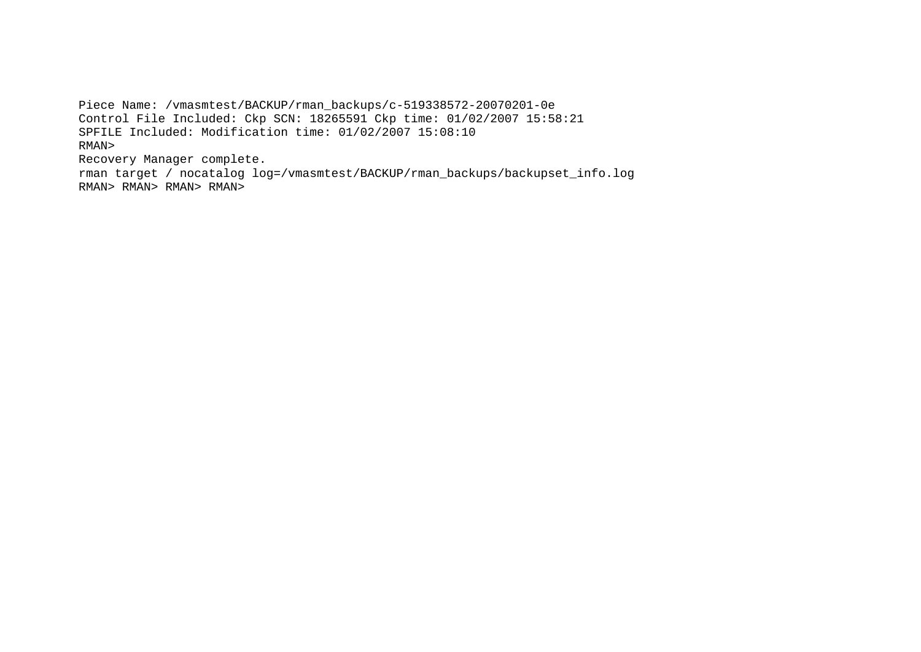```
Piece Name: /vmasmtest/BACKUP/rman_backups/c-519338572-20070201-0e
Control File Included: Ckp SCN: 18265591 Ckp time: 01/02/2007 15:58:21
SPFILE Included: Modification time: 01/02/2007 15:08:10
RMAN>
Recovery Manager complete.
rman target / nocatalog log=/vmasmtest/BACKUP/rman_backups/backupset_info.log
RMAN> RMAN> RMAN> RMAN>
```